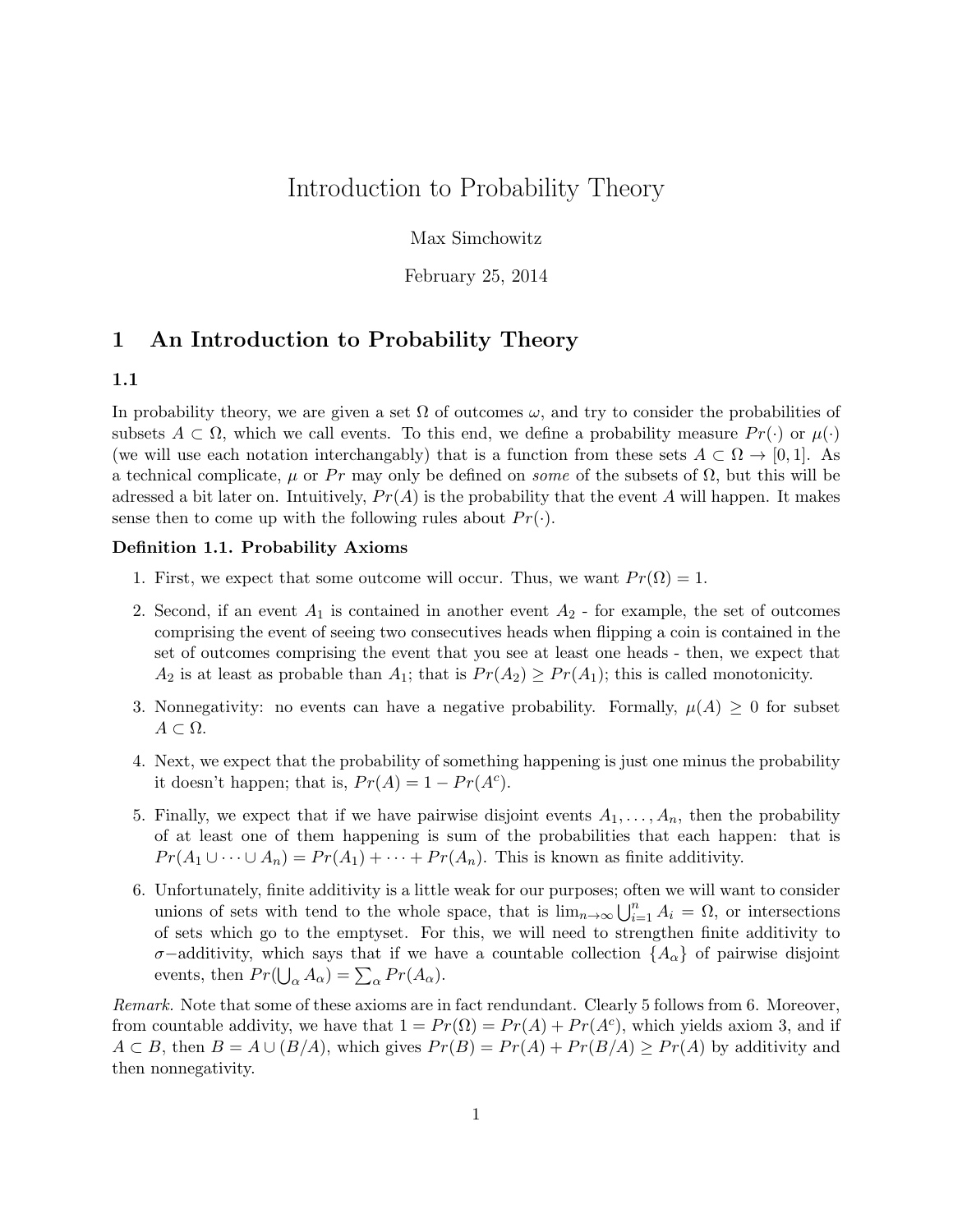# Introduction to Probability Theory

Max Simchowitz

February 25, 2014

## 1 An Introduction to Probability Theory

### 1.1

In probability theory, we are given a set $\Omega$ of outcomes $\omega$, and try to consider the probabilities of subsets $A \subset \Omega$, which we call events. To this end, we define a probability measure $Pr(\cdot)$ or $\mu(\cdot)$ (we will use each notation interchangably) that is a function from these sets $A \subset \Omega \to [0, 1]$. As a technical complicate, $\mu$ or $Pr$ may only be defined on *some* of the subsets of $\Omega$, but this will be adressed a bit later on. Intuitively, $Pr(A)$ is the probability that the event $A$ will happen. It makes sense then to come up with the following rules about $Pr(\cdot)$.

**Definition 1.1. Probability Axioms**

1. First, we expect that some outcome will occur. Thus, we want $Pr(\Omega) = 1$.
2. Second, if an event $A_1$ is contained in another event $A_2$ - for example, the set of outcomes comprising the event of seeing two consecutives heads when flipping a coin is contained in the set of outcomes comprising the event that you see at least one heads - then, we expect that $A_2$ is at least as probable than $A_1$; that is $Pr(A_2) \geq Pr(A_1)$; this is called monotonicity.
3. Nonnegativity: no events can have a negative probability. Formally, $\mu(A) \geq 0$ for subset $A \subset \Omega$.
4. Next, we expect that the probability of something happening is just one minus the probability it doesn't happen; that is, $Pr(A) = 1 - Pr(A^c)$.
5. Finally, we expect that if we have pairwise disjoint events $A_1, \ldots, A_n$, then the probability of at least one of them happening is sum of the probabilities that each happen: that is $Pr(A_1 \cup \cdots \cup A_n) = Pr(A_1) + \cdots + Pr(A_n)$. This is known as finite additivity.
6. Unfortunately, finite additivity is a little weak for our purposes; often we will want to consider unions of sets with tend to the whole space, that is $\lim_{n\to\infty} \bigcup_{i=1}^{n} A_i = \Omega$, or intersections of sets which go to the emptyset. For this, we will need to strengthen finite additivity to $\sigma-$additivity, which says that if we have a countable collection $\{A_\alpha\}$ of pairwise disjoint events, then $Pr(\bigcup_\alpha A_\alpha) = \sum_\alpha Pr(A_\alpha)$.

*Remark.* Note that some of these axioms are in fact rendundant. Clearly 5 follows from 6. Moreover, from countable addivity, we have that $1 = Pr(\Omega) = Pr(A) + Pr(A^c)$, which yields axiom 3, and if $A \subset B$, then $B = A \cup (B/A)$, which gives $Pr(B) = Pr(A) + Pr(B/A) \geq Pr(A)$ by additivity and then nonnegativity.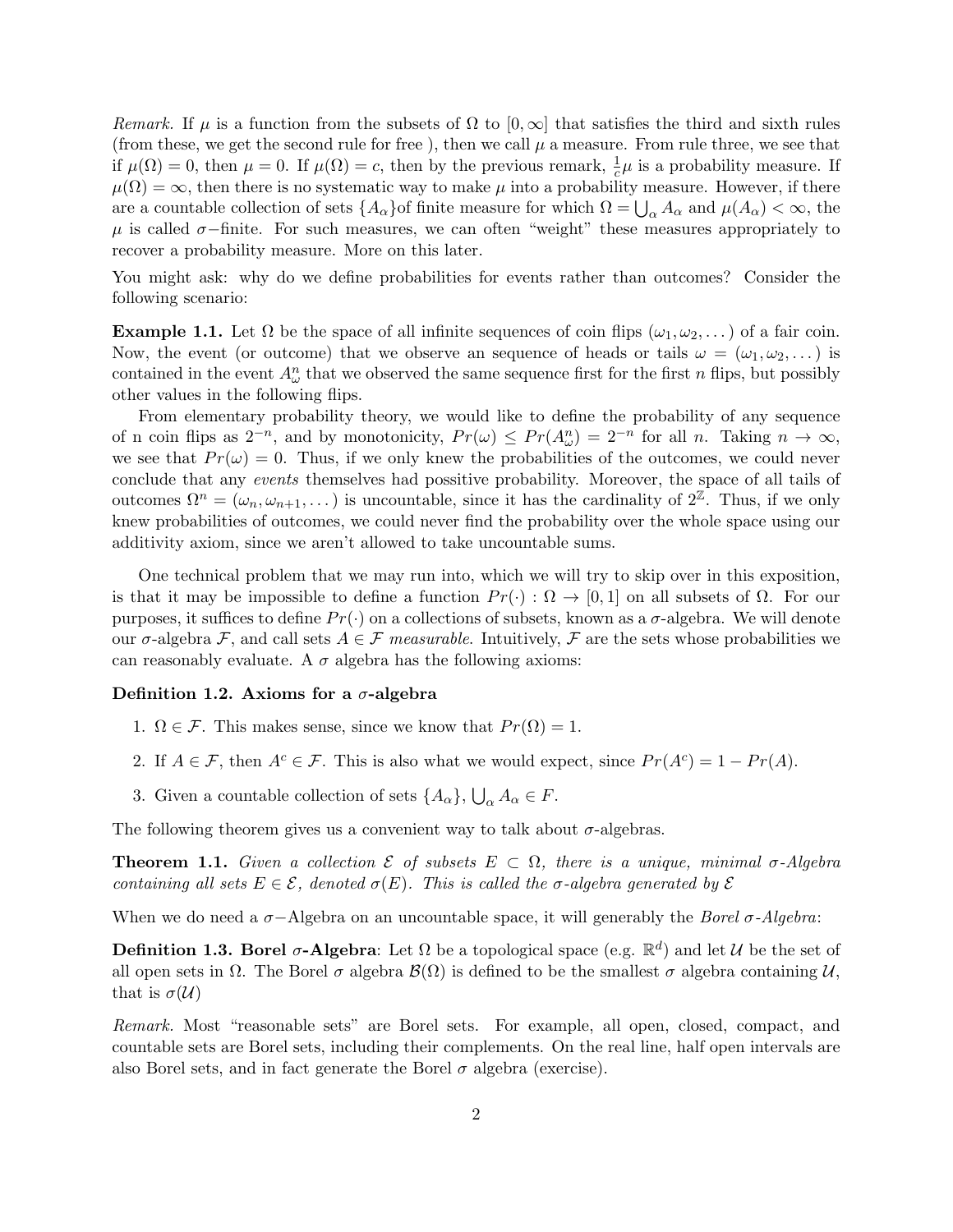*Remark.* If $\mu$ is a function from the subsets of $\Omega$ to $[0, \infty]$ that satisfies the third and sixth rules (from these, we get the second rule for free ), then we call $\mu$ a measure. From rule three, we see that if $\mu(\Omega) = 0$, then $\mu = 0$. If $\mu(\Omega) = c$, then by the previous remark, $\frac{1}{c}\mu$ is a probability measure. If $\mu(\Omega) = \infty$, then there is no systematic way to make $\mu$ into a probability measure. However, if there are a countable collection of sets $\{A_\alpha\}$of finite measure for which $\Omega = \bigcup_\alpha A_\alpha$ and $\mu(A_\alpha) < \infty$, the $\mu$ is called $\sigma-$finite. For such measures, we can often "weight" these measures appropriately to recover a probability measure. More on this later.

You might ask: why do we define probabilities for events rather than outcomes? Consider the following scenario:

**Example 1.1.** Let $\Omega$ be the space of all infinite sequences of coin flips $(\omega_1, \omega_2, \dots)$ of a fair coin. Now, the event (or outcome) that we observe an sequence of heads or tails $\omega = (\omega_1, \omega_2, \dots)$ is contained in the event $A^n_\omega$ that we observed the same sequence first for the first $n$ flips, but possibly other values in the following flips.

From elementary probability theory, we would like to define the probability of any sequence of n coin flips as $2^{-n}$, and by monotonicity, $Pr(\omega) \leq Pr(A^n_\omega) = 2^{-n}$ for all $n$. Taking $n \to \infty$, we see that $Pr(\omega) = 0$. Thus, if we only knew the probabilities of the outcomes, we could never conclude that any *events* themselves had possitive probability. Moreover, the space of all tails of outcomes $\Omega^n = (\omega_n, \omega_{n+1}, \dots)$ is uncountable, since it has the cardinality of $2^{\mathbb{Z}}$. Thus, if we only knew probabilities of outcomes, we could never find the probability over the whole space using our additivity axiom, since we aren't allowed to take uncountable sums.

One technical problem that we may run into, which we will try to skip over in this exposition, is that it may be impossible to define a function $Pr(\cdot) : \Omega \to [0, 1]$ on all subsets of $\Omega$. For our purposes, it suffices to define $Pr(\cdot)$ on a collections of subsets, known as a $\sigma$-algebra. We will denote our $\sigma$-algebra $\mathcal{F}$, and call sets $A \in \mathcal{F}$ *measurable.* Intuitively, $\mathcal{F}$ are the sets whose probabilities we can reasonably evaluate. A $\sigma$ algebra has the following axioms:

**Definition 1.2. Axioms for a $\sigma$-algebra**

1. $\Omega \in \mathcal{F}$. This makes sense, since we know that $Pr(\Omega) = 1$.
2. If $A \in \mathcal{F}$, then $A^c \in \mathcal{F}$. This is also what we would expect, since $Pr(A^c) = 1 - Pr(A)$.
3. Given a countable collection of sets $\{A_\alpha\}$, $\bigcup_\alpha A_\alpha \in F$.

The following theorem gives us a convenient way to talk about $\sigma$-algebras.

**Theorem 1.1.** *Given a collection $\mathcal{E}$ of subsets $E \subset \Omega$, there is a unique, minimal $\sigma$-Algebra containing all sets $E \in \mathcal{E}$, denoted $\sigma(E)$. This is called the $\sigma$-algebra generated by $\mathcal{E}$*

When we do need a $\sigma-$Algebra on an uncountable space, it will generably the *Borel $\sigma$-Algebra*:

**Definition 1.3. Borel $\sigma$-Algebra**: Let $\Omega$ be a topological space (e.g. $\mathbb{R}^d$) and let $\mathcal{U}$ be the set of all open sets in $\Omega$. The Borel $\sigma$ algebra $\mathcal{B}(\Omega)$ is defined to be the smallest $\sigma$ algebra containing $\mathcal{U}$, that is $\sigma(\mathcal{U})$

*Remark.* Most "reasonable sets" are Borel sets. For example, all open, closed, compact, and countable sets are Borel sets, including their complements. On the real line, half open intervals are also Borel sets, and in fact generate the Borel $\sigma$ algebra (exercise).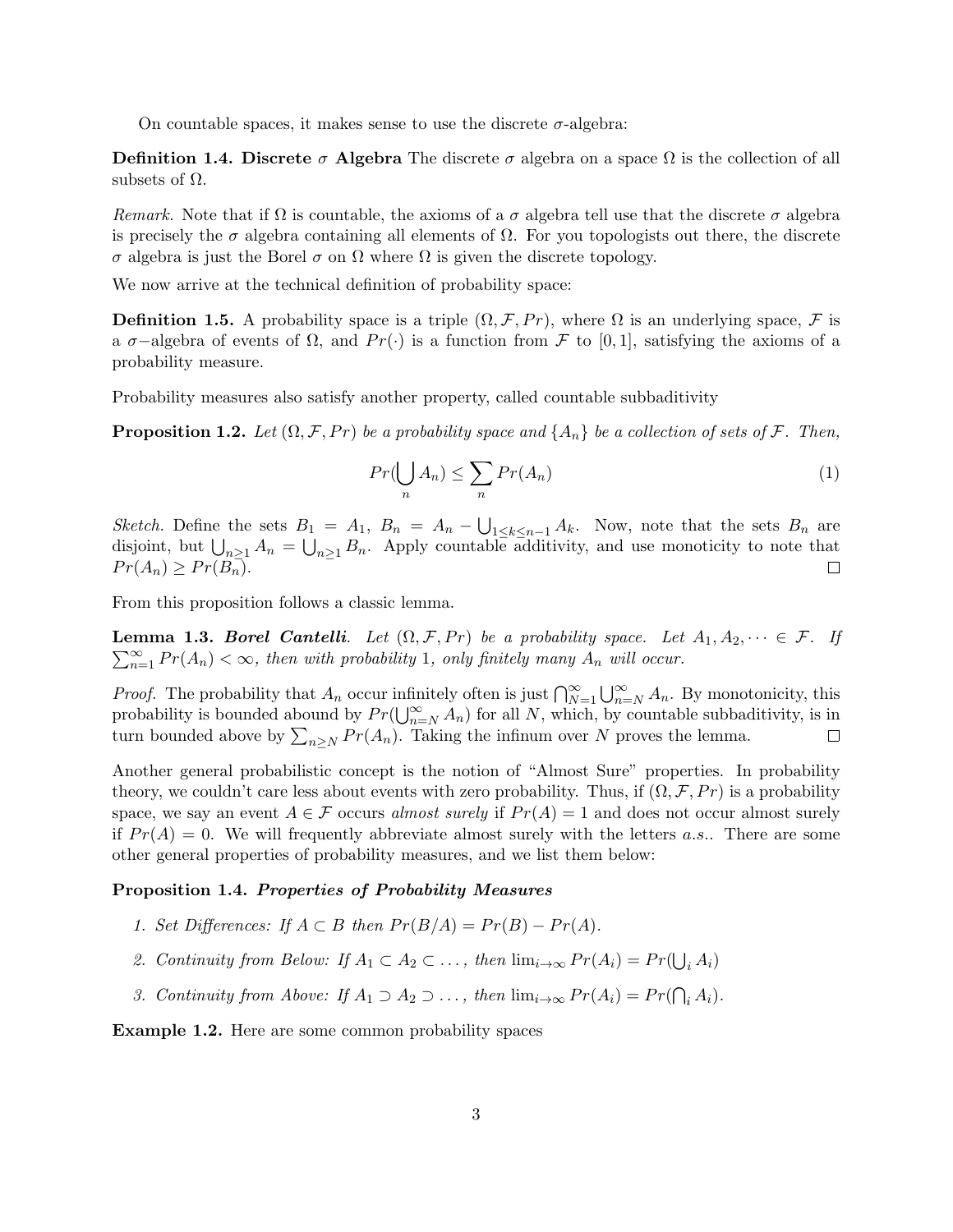On countable spaces, it makes sense to use the discrete $\sigma$-algebra:

**Definition 1.4. Discrete $\sigma$ Algebra** The discrete $\sigma$ algebra on a space $\Omega$ is the collection of all subsets of $\Omega$.

*Remark.* Note that if $\Omega$ is countable, the axioms of a $\sigma$ algebra tell use that the discrete $\sigma$ algebra is precisely the $\sigma$ algebra containing all elements of $\Omega$. For you topologists out there, the discrete $\sigma$ algebra is just the Borel $\sigma$ on $\Omega$ where $\Omega$ is given the discrete topology.

We now arrive at the technical definition of probability space:

**Definition 1.5.** A probability space is a triple $(\Omega, \mathcal{F}, Pr)$, where $\Omega$ is an underlying space, $\mathcal{F}$ is a $\sigma-$algebra of events of $\Omega$, and $Pr(\cdot)$ is a function from $\mathcal{F}$ to $[0, 1]$, satisfying the axioms of a probability measure.

Probability measures also satisfy another property, called countable subbaditivity

**Proposition 1.2.** *Let $(\Omega, \mathcal{F}, Pr)$ be a probability space and $\{A_n\}$ be a collection of sets of $\mathcal{F}$. Then,*

$$Pr(\bigcup_n A_n) \leq \sum_n Pr(A_n) \tag{1}$$

*Sketch.* Define the sets $B_1 = A_1$, $B_n = A_n - \bigcup_{1 \leq k \leq n-1} A_k$. Now, note that the sets $B_n$ are disjoint, but $\bigcup_{n \geq 1} A_n = \bigcup_{n \geq 1} B_n$. Apply countable additivity, and use monoticity to note that $Pr(A_n) \geq Pr(B_n)$. ∎

From this proposition follows a classic lemma.

**Lemma 1.3.** ***Borel Cantelli***. *Let $(\Omega, \mathcal{F}, Pr)$ be a probability space. Let $A_1, A_2, \dots \in \mathcal{F}$. If $\sum_{n=1}^{\infty} Pr(A_n) < \infty$, then with probability 1, only finitely many $A_n$ will occur.*

*Proof.* The probability that $A_n$ occur infinitely often is just $\bigcap_{N=1}^{\infty} \bigcup_{n=N}^{\infty} A_n$. By monotonicity, this probability is bounded abound by $Pr(\bigcup_{n=N}^{\infty} A_n)$ for all $N$, which, by countable subbaditivity, is in turn bounded above by $\sum_{n \geq N} Pr(A_n)$. Taking the infinum over $N$ proves the lemma. ∎

Another general probabilistic concept is the notion of "Almost Sure" properties. In probability theory, we couldn't care less about events with zero probability. Thus, if $(\Omega, \mathcal{F}, Pr)$ is a probability space, we say an event $A \in \mathcal{F}$ occurs *almost surely* if $Pr(A) = 1$ and does not occur almost surely if $Pr(A) = 0$. We will frequently abbreviate almost surely with the letters *a.s.*. There are some other general properties of probability measures, and we list them below:

**Proposition 1.4.** ***Properties of Probability Measures***

1. *Set Differences: If $A \subset B$ then $Pr(B/A) = Pr(B) - Pr(A)$.*
2. *Continuity from Below: If $A_1 \subset A_2 \subset \dots$, then $\lim_{i \to \infty} Pr(A_i) = Pr(\bigcup_i A_i)$*
3. *Continuity from Above: If $A_1 \supset A_2 \supset \dots$, then $\lim_{i \to \infty} Pr(A_i) = Pr(\bigcap_i A_i)$.*

**Example 1.2.** Here are some common probability spaces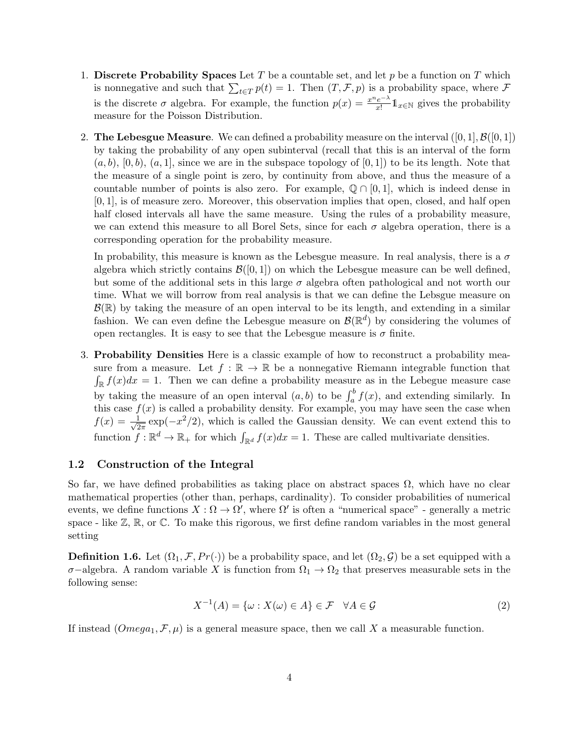1. **Discrete Probability Spaces** Let $T$ be a countable set, and let $p$ be a function on $T$ which is nonnegative and such that $\sum_{t \in T} p(t) = 1$. Then $(T, \mathcal{F}, p)$ is a probability space, where $\mathcal{F}$ is the discrete $\sigma$ algebra. For example, the function $p(x) = \frac{x^n e^{-\lambda}}{x!} \mathbb{1}_{x \in \mathbb{N}}$ gives the probability measure for the Poisson Distribution.

2. **The Lebesgue Measure**. We can defined a probability measure on the interval $([0,1], \mathcal{B}([0,1])$ by taking the probability of any open subinterval (recall that this is an interval of the form $(a, b)$, $[0, b)$, $(a, 1]$, since we are in the subspace topology of $[0,1]$) to be its length. Note that the measure of a single point is zero, by continuity from above, and thus the measure of a countable number of points is also zero. For example, $\mathbb{Q} \cap [0,1]$, which is indeed dense in $[0,1]$, is of measure zero. Moreover, this observation implies that open, closed, and half open half closed intervals all have the same measure. Using the rules of a probability measure, we can extend this measure to all Borel Sets, since for each $\sigma$ algebra operation, there is a corresponding operation for the probability measure.

   In probability, this measure is known as the Lebesgue measure. In real analysis, there is a $\sigma$ algebra which strictly contains $\mathcal{B}([0,1])$ on which the Lebesgue measure can be well defined, but some of the additional sets in this large $\sigma$ algebra often pathological and not worth our time. What we will borrow from real analysis is that we can define the Lebsgue measure on $\mathcal{B}(\mathbb{R})$ by taking the measure of an open interval to be its length, and extending in a similar fashion. We can even define the Lebesgue measure on $\mathcal{B}(\mathbb{R}^d)$ by considering the volumes of open rectangles. It is easy to see that the Lebesgue measure is $\sigma$ finite.

3. **Probability Densities** Here is a classic example of how to reconstruct a probability measure from a measure. Let $f : \mathbb{R} \to \mathbb{R}$ be a nonnegative Riemann integrable function that $\int_{\mathbb{R}} f(x)dx = 1$. Then we can define a probability measure as in the Lebesgue measure case by taking the measure of an open interval $(a, b)$ to be $\int_a^b f(x)$, and extending similarly. In this case $f(x)$ is called a probability density. For example, you may have seen the case when $f(x) = \frac{1}{\sqrt{2\pi}} \exp(-x^2/2)$, which is called the Gaussian density. We can event extend this to function $f : \mathbb{R}^d \to \mathbb{R}_+$ for which $\int_{\mathbb{R}^d} f(x)dx = 1$. These are called multivariate densities.

## 1.2 Construction of the Integral

So far, we have defined probabilities as taking place on abstract spaces $\Omega$, which have no clear mathematical properties (other than, perhaps, cardinality). To consider probabilities of numerical events, we define functions $X : \Omega \to \Omega'$, where $\Omega'$ is often a "numerical space" - generally a metric space - like $\mathbb{Z}$, $\mathbb{R}$, or $\mathbb{C}$. To make this rigorous, we first define random variables in the most general setting

**Definition 1.6.** Let $(\Omega_1, \mathcal{F}, Pr(\cdot))$ be a probability space, and let $(\Omega_2, \mathcal{G})$ be a set equipped with a $\sigma-$algebra. A random variable $X$ is function from $\Omega_1 \to \Omega_2$ that preserves measurable sets in the following sense:

$$X^{-1}(A) = \{\omega : X(\omega) \in A\} \in \mathcal{F} \quad \forall A \in \mathcal{G} \tag{2}$$

If instead $(Omega_1, \mathcal{F}, \mu)$ is a general measure space, then we call $X$ a measurable function.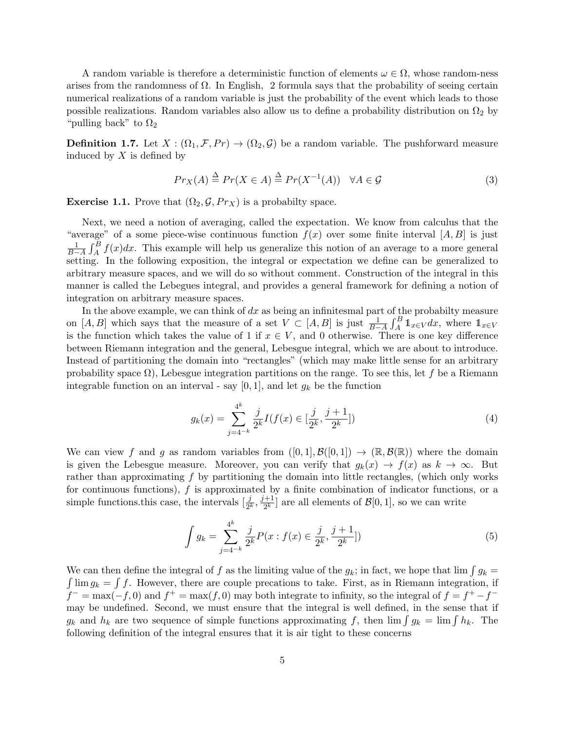A random variable is therefore a deterministic function of elements $\omega \in \Omega$, whose random-ness arises from the randomness of $\Omega$. In English, 2 formula says that the probability of seeing certain numerical realizations of a random variable is just the probability of the event which leads to those possible realizations. Random variables also allow us to define a probability distribution on $\Omega_2$ by "pulling back" to $\Omega_2$

**Definition 1.7.** Let $X : (\Omega_1, \mathcal{F}, Pr) \to (\Omega_2, \mathcal{G})$ be a random variable. The pushforward measure induced by $X$ is defined by

$$Pr_X(A) \triangleq Pr(X \in A) \triangleq Pr(X^{-1}(A)) \quad \forall A \in \mathcal{G} \tag{3}$$

**Exercise 1.1.** Prove that $(\Omega_2, \mathcal{G}, Pr_X)$ is a probabilty space.

Next, we need a notion of averaging, called the expectation. We know from calculus that the "average" of a some piece-wise continuous function $f(x)$ over some finite interval $[A, B]$ is just $\frac{1}{B-A}\int_A^B f(x)dx$. This example will help us generalize this notion of an average to a more general setting. In the following exposition, the integral or expectation we define can be generalized to arbitrary measure spaces, and we will do so without comment. Construction of the integral in this manner is called the Lebegues integral, and provides a general framework for defining a notion of integration on arbitrary measure spaces.

In the above example, we can think of $dx$ as being an infinitesmal part of the probabilty measure on $[A, B]$ which says that the measure of a set $V \subset [A, B]$ is just $\frac{1}{B-A}\int_A^B \mathbb{1}_{x \in V} dx$, where $\mathbb{1}_{x \in V}$ is the function which takes the value of 1 if $x \in V$, and 0 otherwise. There is one key difference between Riemann integration and the general, Lebesgue integral, which we are about to introduce. Instead of partitioning the domain into "rectangles" (which may make little sense for an arbitrary probability space $\Omega$), Lebesgue integration partitions on the range. To see this, let $f$ be a Riemann integrable function on an interval - say $[0, 1]$, and let $g_k$ be the function

$$g_k(x) = \sum_{j=4^{-k}}^{4^k} \frac{j}{2^k} I(f(x) \in [\frac{j}{2^k}, \frac{j+1}{2^k}]) \tag{4}$$

We can view $f$ and $g$ as random variables from $([0, 1], \mathcal{B}([0, 1]) \to (\mathbb{R}, \mathcal{B}(\mathbb{R}))$ where the domain is given the Lebesgue measure. Moreover, you can verify that $g_k(x) \to f(x)$ as $k \to \infty$. But rather than approximating $f$ by partitioning the domain into little rectangles, (which only works for continuous functions), $f$ is approximated by a finite combination of indicator functions, or a simple functions.this case, the intervals $[\frac{j}{2^k}, \frac{j+1}{2^k}]$ are all elements of $\mathcal{B}[0, 1]$, so we can write

$$\int g_k = \sum_{j=4^{-k}}^{4^k} \frac{j}{2^k} P(x : f(x) \in \frac{j}{2^k}, \frac{j+1}{2^k}]) \tag{5}$$

We can then define the integral of $f$ as the limiting value of the $g_k$; in fact, we hope that $\lim \int g_k = \int \lim g_k = \int f$. However, there are couple precations to take. First, as in Riemann integration, if $f^- = \max(-f, 0)$ and $f^+ = \max(f, 0)$ may both integrate to infinity, so the integral of $f = f^+ - f^-$ may be undefined. Second, we must ensure that the integral is well defined, in the sense that if $g_k$ and $h_k$ are two sequence of simple functions approximating $f$, then $\lim \int g_k = \lim \int h_k$. The following definition of the integral ensures that it is air tight to these concerns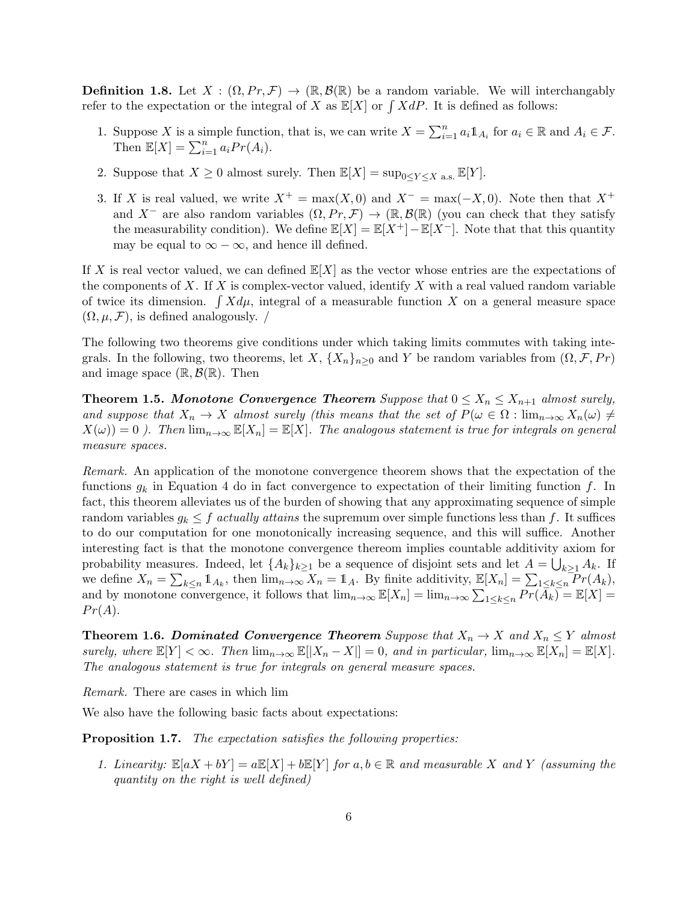**Definition 1.8.** Let $X : (\Omega, Pr, \mathcal{F}) \to (\mathbb{R}, \mathcal{B}(\mathbb{R})$ be a random variable. We will interchangably refer to the expectation or the integral of $X$ as $\mathbb{E}[X]$ or $\int X dP$. It is defined as follows:

1. Suppose $X$ is a simple function, that is, we can write $X = \sum_{i=1}^n a_i \mathbb{1}_{A_i}$ for $a_i \in \mathbb{R}$ and $A_i \in \mathcal{F}$. Then $\mathbb{E}[X] = \sum_{i=1}^n a_i Pr(A_i)$.
2. Suppose that $X \geq 0$ almost surely. Then $\mathbb{E}[X] = \sup_{0 \leq Y \leq X \text{ a.s.}} \mathbb{E}[Y]$.
3. If $X$ is real valued, we write $X^+ = \max(X, 0)$ and $X^- = \max(-X, 0)$. Note then that $X^+$ and $X^-$ are also random variables $(\Omega, Pr, \mathcal{F}) \to (\mathbb{R}, \mathcal{B}(\mathbb{R})$ (you can check that they satisfy the measurability condition). We define $\mathbb{E}[X] = \mathbb{E}[X^+] - \mathbb{E}[X^-]$. Note that that this quantity may be equal to $\infty - \infty$, and hence ill defined.

If $X$ is real vector valued, we can defined $\mathbb{E}[X]$ as the vector whose entries are the expectations of the components of $X$. If $X$ is complex-vector valued, identify $X$ with a real valued random variable of twice its dimension. $\int X d\mu$, integral of a measurable function $X$ on a general measure space $(\Omega, \mu, \mathcal{F})$, is defined analogously. /

The following two theorems give conditions under which taking limits commutes with taking integrals. In the following, two theorems, let $X$, $\{X_n\}_{n \geq 0}$ and $Y$ be random variables from $(\Omega, \mathcal{F}, Pr)$ and image space $(\mathbb{R}, \mathcal{B}(\mathbb{R})$. Then

**Theorem 1.5.** ***Monotone Convergence Theorem*** *Suppose that $0 \leq X_n \leq X_{n+1}$ almost surely, and suppose that $X_n \to X$ almost surely (this means that the set of $P(\omega \in \Omega : \lim_{n\to\infty} X_n(\omega) \neq X(\omega)) = 0$ ). Then $\lim_{n\to\infty} \mathbb{E}[X_n] = \mathbb{E}[X]$. The analogous statement is true for integrals on general measure spaces.*

*Remark.* An application of the monotone convergence theorem shows that the expectation of the functions $g_k$ in Equation 4 do in fact convergence to expectation of their limiting function $f$. In fact, this theorem alleviates us of the burden of showing that any approximating sequence of simple random variables $g_k \leq f$ *actually attains* the supremum over simple functions less than $f$. It suffices to do our computation for one monotonically increasing sequence, and this will suffice. Another interesting fact is that the monotone convergence thereom implies countable additivity axiom for probability measures. Indeed, let $\{A_k\}_{k \geq 1}$ be a sequence of disjoint sets and let $A = \bigcup_{k \geq 1} A_k$. If we define $X_n = \sum_{k \leq n} \mathbb{1}_{A_k}$, then $\lim_{n\to\infty} X_n = \mathbb{1}_A$. By finite additivity, $\mathbb{E}[X_n] = \sum_{1 \leq k \leq n} Pr(A_k)$, and by monotone convergence, it follows that $\lim_{n\to\infty} \mathbb{E}[X_n] = \lim_{n\to\infty} \sum_{1 \leq k \leq n} Pr(A_k) = \mathbb{E}[X] = Pr(A)$.

**Theorem 1.6.** ***Dominated Convergence Theorem*** *Suppose that $X_n \to X$ and $X_n \leq Y$ almost surely, where $\mathbb{E}[Y] < \infty$. Then $\lim_{n\to\infty} \mathbb{E}[|X_n - X|] = 0$, and in particular, $\lim_{n\to\infty} \mathbb{E}[X_n] = \mathbb{E}[X]$. The analogous statement is true for integrals on general measure spaces.*

*Remark.* There are cases in which lim

We also have the following basic facts about expectations:

**Proposition 1.7.** *The expectation satisfies the following properties:*

1. *Linearity: $\mathbb{E}[aX + bY] = a\mathbb{E}[X] + b\mathbb{E}[Y]$ for $a, b \in \mathbb{R}$ and measurable $X$ and $Y$ (assuming the quantity on the right is well defined)*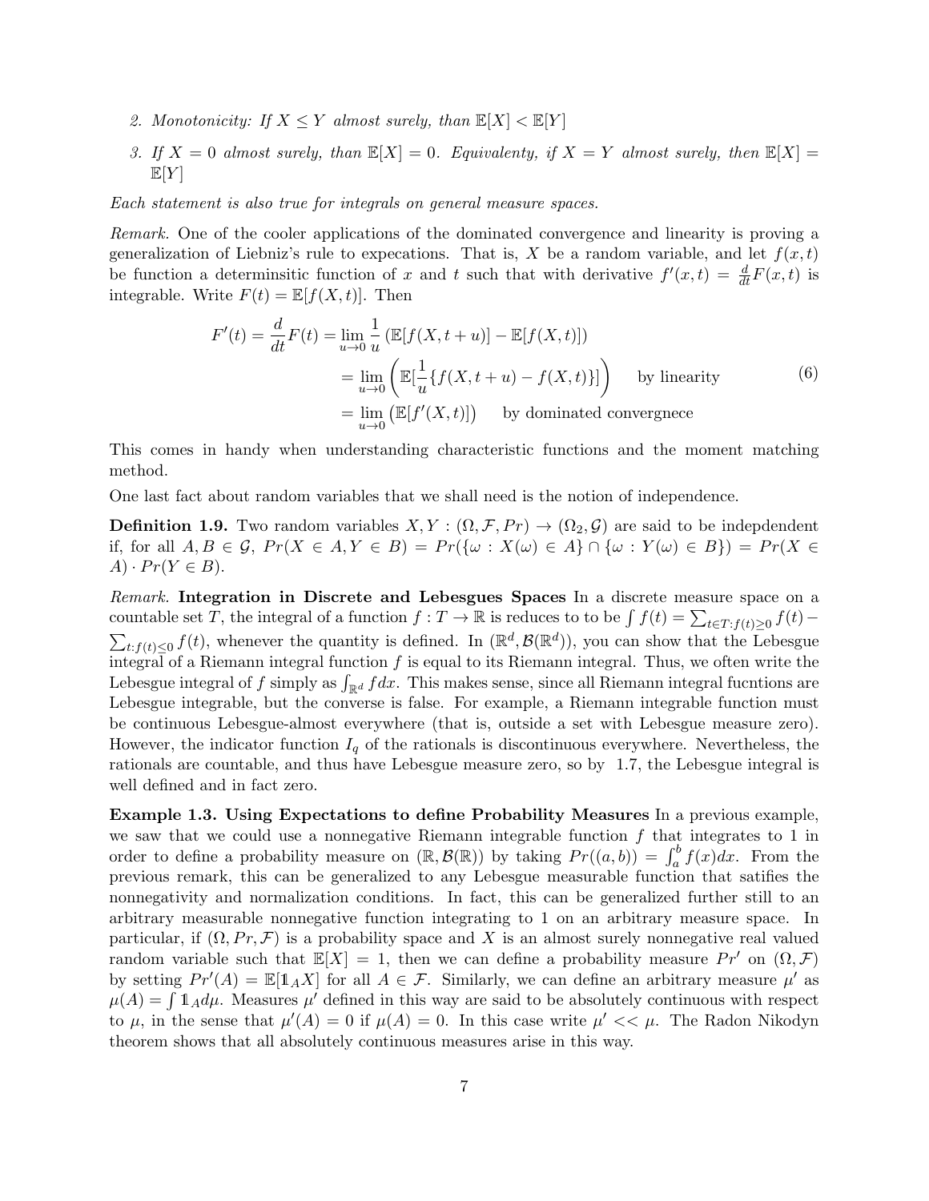2. *Monotonicity: If $X \leq Y$ almost surely, than $\mathbb{E}[X] < \mathbb{E}[Y]$*

3. *If $X = 0$ almost surely, than $\mathbb{E}[X] = 0$. Equivalenty, if $X = Y$ almost surely, then $\mathbb{E}[X] = \mathbb{E}[Y]$*

*Each statement is also true for integrals on general measure spaces.*

*Remark.* One of the cooler applications of the dominated convergence and linearity is proving a generalization of Liebniz's rule to expecations. That is, $X$ be a random variable, and let $f(x,t)$ be function a determinsitic function of $x$ and $t$ such that with derivative $f'(x,t) = \frac{d}{dt}F(x,t)$ is integrable. Write $F(t) = \mathbb{E}[f(X,t)]$. Then

$$
\begin{aligned}
F'(t) = \frac{d}{dt}F(t) &= \lim_{u \to 0} \frac{1}{u}\left(\mathbb{E}[f(X,t+u)] - \mathbb{E}[f(X,t)]\right) \\
&= \lim_{u \to 0}\left(\mathbb{E}[\frac{1}{u}\{f(X,t+u) - f(X,t)\}]\right) \quad \text{by linearity} \\
&= \lim_{u \to 0}\left(\mathbb{E}[f'(X,t)]\right) \quad \text{by dominated convergnece}
\end{aligned}
\tag{6}
$$

This comes in handy when understanding characteristic functions and the moment matching method.

One last fact about random variables that we shall need is the notion of independence.

**Definition 1.9.** Two random variables $X, Y : (\Omega, \mathcal{F}, Pr) \to (\Omega_2, \mathcal{G})$ are said to be indepdendent if, for all $A, B \in \mathcal{G}$, $Pr(X \in A, Y \in B) = Pr(\{\omega : X(\omega) \in A\} \cap \{\omega : Y(\omega) \in B\}) = Pr(X \in A) \cdot Pr(Y \in B)$.

*Remark.* **Integration in Discrete and Lebesgues Spaces** In a discrete measure space on a countable set $T$, the integral of a function $f : T \to \mathbb{R}$ is reduces to to be $\int f(t) = \sum_{t \in T : f(t) \geq 0} f(t) - \sum_{t : f(t) \leq 0} f(t)$, whenever the quantity is defined. In $(\mathbb{R}^d, \mathcal{B}(\mathbb{R}^d))$, you can show that the Lebesgue integral of a Riemann integral function $f$ is equal to its Riemann integral. Thus, we often write the Lebesgue integral of $f$ simply as $\int_{\mathbb{R}^d} f dx$. This makes sense, since all Riemann integral fucntions are Lebesgue integrable, but the converse is false. For example, a Riemann integrable function must be continuous Lebesgue-almost everywhere (that is, outside a set with Lebesgue measure zero). However, the indicator function $I_q$ of the rationals is discontinuous everywhere. Nevertheless, the rationals are countable, and thus have Lebesgue measure zero, so by 1.7, the Lebesgue integral is well defined and in fact zero.

**Example 1.3. Using Expectations to define Probability Measures** In a previous example, we saw that we could use a nonnegative Riemann integrable function $f$ that integrates to 1 in order to define a probability measure on $(\mathbb{R}, \mathcal{B}(\mathbb{R}))$ by taking $Pr((a,b)) = \int_a^b f(x)dx$. From the previous remark, this can be generalized to any Lebesgue measurable function that satifies the nonnegativity and normalization conditions. In fact, this can be generalized further still to an arbitrary measurable nonnegative function integrating to 1 on an arbitrary measure space. In particular, if $(\Omega, Pr, \mathcal{F})$ is a probability space and $X$ is an almost surely nonnegative real valued random variable such that $\mathbb{E}[X] = 1$, then we can define a probability measure $Pr'$ on $(\Omega, \mathcal{F})$ by setting $Pr'(A) = \mathbb{E}[\mathbb{1}_A X]$ for all $A \in \mathcal{F}$. Similarly, we can define an arbitrary measure $\mu'$ as $\mu(A) = \int \mathbb{1}_A d\mu$. Measures $\mu'$ defined in this way are said to be absolutely continuous with respect to $\mu$, in the sense that $\mu'(A) = 0$ if $\mu(A) = 0$. In this case write $\mu' << \mu$. The Radon Nikodyn theorem shows that all absolutely continuous measures arise in this way.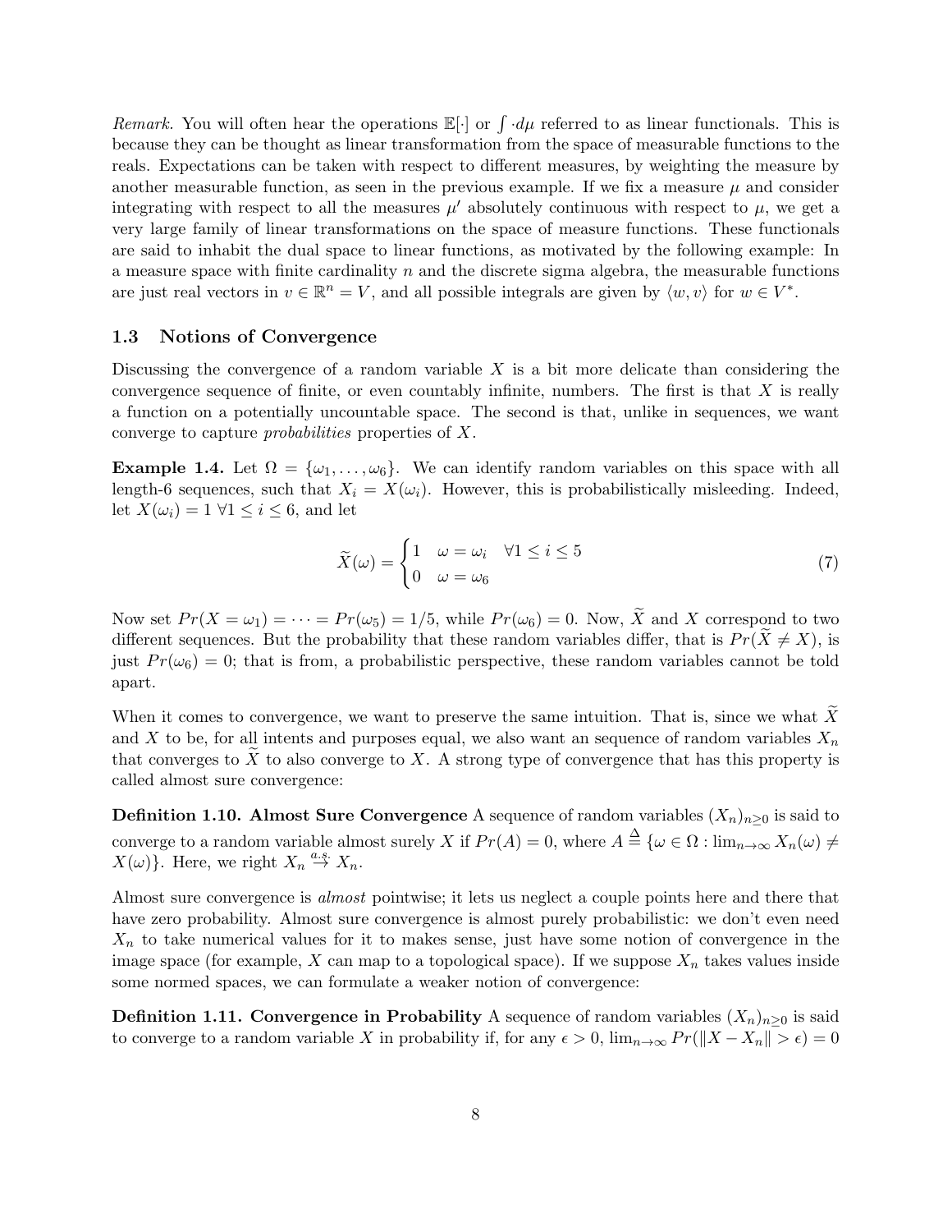*Remark.* You will often hear the operations $\mathbb{E}[\cdot]$ or $\int \cdot d\mu$ referred to as linear functionals. This is because they can be thought as linear transformation from the space of measurable functions to the reals. Expectations can be taken with respect to different measures, by weighting the measure by another measurable function, as seen in the previous example. If we fix a measure $\mu$ and consider integrating with respect to all the measures $\mu'$ absolutely continuous with respect to $\mu$, we get a very large family of linear transformations on the space of measure functions. These functionals are said to inhabit the dual space to linear functions, as motivated by the following example: In a measure space with finite cardinality $n$ and the discrete sigma algebra, the measurable functions are just real vectors in $v \in \mathbb{R}^n = V$, and all possible integrals are given by $\langle w, v \rangle$ for $w \in V^*$.

### 1.3 Notions of Convergence

Discussing the convergence of a random variable $X$ is a bit more delicate than considering the convergence sequence of finite, or even countably infinite, numbers. The first is that $X$ is really a function on a potentially uncountable space. The second is that, unlike in sequences, we want converge to capture *probabilities* properties of $X$.

**Example 1.4.** Let $\Omega = \{\omega_1, \dots, \omega_6\}$. We can identify random variables on this space with all length-6 sequences, such that $X_i = X(\omega_i)$. However, this is probabilistically misleeding. Indeed, let $X(\omega_i) = 1 \ \forall 1 \leq i \leq 6$, and let

$$\widetilde{X}(\omega) = \begin{cases} 1 & \omega = \omega_i \quad \forall 1 \leq i \leq 5 \\ 0 & \omega = \omega_6 \end{cases} \tag{7}$$

Now set $Pr(X = \omega_1) = \cdots = Pr(\omega_5) = 1/5$, while $Pr(\omega_6) = 0$. Now, $\widetilde{X}$ and $X$ correspond to two different sequences. But the probability that these random variables differ, that is $Pr(\widetilde{X} \neq X)$, is just $Pr(\omega_6) = 0$; that is from, a probabilistic perspective, these random variables cannot be told apart.

When it comes to convergence, we want to preserve the same intuition. That is, since we what $\widetilde{X}$ and $X$ to be, for all intents and purposes equal, we also want an sequence of random variables $X_n$ that converges to $\widetilde{X}$ to also converge to $X$. A strong type of convergence that has this property is called almost sure convergence:

**Definition 1.10. Almost Sure Convergence** A sequence of random variables $(X_n)_{n \geq 0}$ is said to converge to a random variable almost surely $X$ if $Pr(A) = 0$, where $A \triangleq \{\omega \in \Omega : \lim_{n\to\infty} X_n(\omega) \neq X(\omega)\}$. Here, we right $X_n \overset{a.s.}{\to} X_n$.

Almost sure convergence is *almost* pointwise; it lets us neglect a couple points here and there that have zero probability. Almost sure convergence is almost purely probabilistic: we don't even need $X_n$ to take numerical values for it to makes sense, just have some notion of convergence in the image space (for example, $X$ can map to a topological space). If we suppose $X_n$ takes values inside some normed spaces, we can formulate a weaker notion of convergence:

**Definition 1.11. Convergence in Probability** A sequence of random variables $(X_n)_{n \geq 0}$ is said to converge to a random variable $X$ in probability if, for any $\epsilon > 0$, $\lim_{n\to\infty} Pr(\|X - X_n\| > \epsilon) = 0$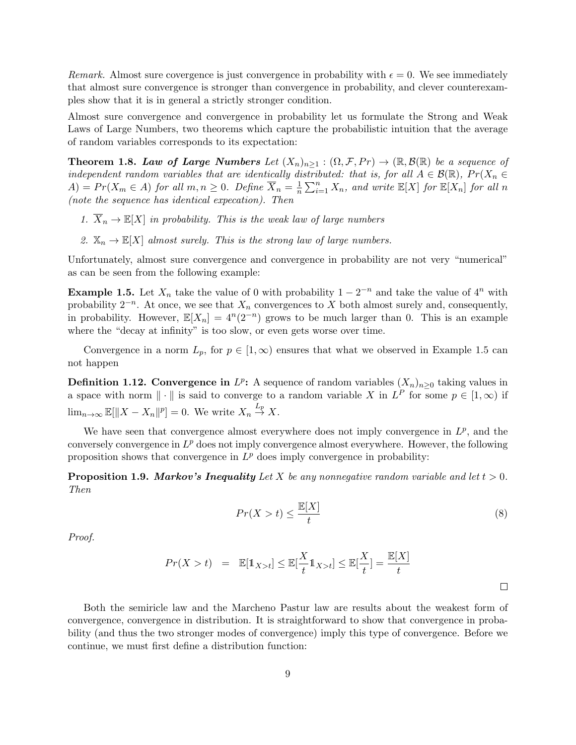*Remark.* Almost sure covergence is just convergence in probability with $\epsilon = 0$. We see immediately that almost sure convergence is stronger than convergence in probability, and clever counterexamples show that it is in general a strictly stronger condition.

Almost sure convergence and convergence in probability let us formulate the Strong and Weak Laws of Large Numbers, two theorems which capture the probabilistic intuition that the average of random variables corresponds to its expectation:

**Theorem 1.8.** ***Law of Large Numbers*** *Let $(X_n)_{n\geq 1} : (\Omega, \mathcal{F}, Pr) \to (\mathbb{R}, \mathcal{B}(\mathbb{R}))$ be a sequence of independent random variables that are identically distributed: that is, for all $A \in \mathcal{B}(\mathbb{R})$, $Pr(X_n \in A) = Pr(X_m \in A)$ for all $m, n \geq 0$. Define $\overline{X}_n = \frac{1}{n}\sum_{i=1}^{n} X_n$, and write $\mathbb{E}[X]$ for $\mathbb{E}[X_n]$ for all $n$ (note the sequence has identical expecation). Then*

1. *$\overline{X}_n \to \mathbb{E}[X]$ in probability. This is the weak law of large numbers*
2. *$\mathbb{X}_n \to \mathbb{E}[X]$ almost surely. This is the strong law of large numbers.*

Unfortunately, almost sure convergence and convergence in probability are not very "numerical" as can be seen from the following example:

**Example 1.5.** Let $X_n$ take the value of 0 with probability $1 - 2^{-n}$ and take the value of $4^n$ with probability $2^{-n}$. At once, we see that $X_n$ convergences to $X$ both almost surely and, consequently, in probability. However, $\mathbb{E}[X_n] = 4^n(2^{-n})$ grows to be much larger than 0. This is an example where the "decay at infinity" is too slow, or even gets worse over time.

Convergence in a norm $L_p$, for $p \in [1, \infty)$ ensures that what we observed in Example 1.5 can not happen

**Definition 1.12. Convergence in $L^p$:** A sequence of random variables $(X_n)_{n\geq 0}$ taking values in a space with norm $\|\cdot\|$ is said to converge to a random variable $X$ in $L^P$ for some $p \in [1, \infty)$ if $\lim_{n\to\infty} \mathbb{E}[\|X - X_n\|^p] = 0$. We write $X_n \xrightarrow{L_p} X$.

We have seen that convergence almost everywhere does not imply convergence in $L^p$, and the conversely convergence in $L^p$ does not imply convergence almost everywhere. However, the following proposition shows that convergence in $L^p$ does imply convergence in probability:

**Proposition 1.9.** ***Markov's Inequality*** *Let $X$ be any nonnegative random variable and let $t > 0$. Then*

$$Pr(X > t) \leq \frac{\mathbb{E}[X]}{t} \tag{8}$$

*Proof.*

$$Pr(X > t) \;\; = \;\; \mathbb{E}[\mathbb{1}_{X>t}] \leq \mathbb{E}[\frac{X}{t}\mathbb{1}_{X>t}] \leq \mathbb{E}[\frac{X}{t}] = \frac{\mathbb{E}[X]}{t}$$

□

Both the semiricle law and the Marcheno Pastur law are results about the weakest form of convergence, convergence in distribution. It is straightforward to show that convergence in probability (and thus the two stronger modes of convergence) imply this type of convergence. Before we continue, we must first define a distribution function: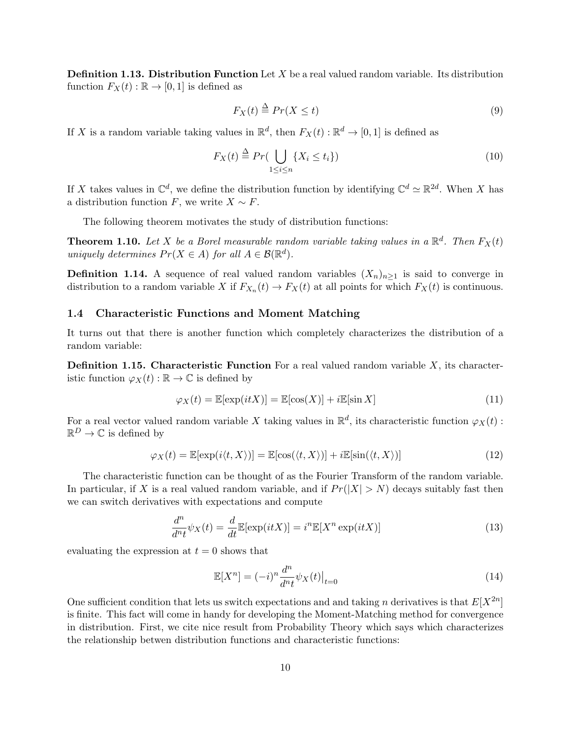**Definition 1.13. Distribution Function** Let $X$ be a real valued random variable. Its distribution function $F_X(t) : \mathbb{R} \to [0,1]$ is defined as

$$F_X(t) \triangleq Pr(X \leq t) \tag{9}$$

If $X$ is a random variable taking values in $\mathbb{R}^d$, then $F_X(t) : \mathbb{R}^d \to [0,1]$ is defined as

$$F_X(t) \triangleq Pr(\bigcup_{1 \leq i \leq n} \{X_i \leq t_i\}) \tag{10}$$

If $X$ takes values in $\mathbb{C}^d$, we define the distribution function by identifying $\mathbb{C}^d \simeq \mathbb{R}^{2d}$. When $X$ has a distribution function $F$, we write $X \sim F$.

The following theorem motivates the study of distribution functions:

**Theorem 1.10.** *Let $X$ be a Borel measurable random variable taking values in a $\mathbb{R}^d$. Then $F_X(t)$ uniquely determines $Pr(X \in A)$ for all $A \in \mathcal{B}(\mathbb{R}^d)$.*

**Definition 1.14.** A sequence of real valued random variables $(X_n)_{n \geq 1}$ is said to converge in distribution to a random variable $X$ if $F_{X_n}(t) \to F_X(t)$ at all points for which $F_X(t)$ is continuous.

## 1.4 Characteristic Functions and Moment Matching

It turns out that there is another function which completely characterizes the distribution of a random variable:

**Definition 1.15. Characteristic Function** For a real valued random variable $X$, its characteristic function $\varphi_X(t) : \mathbb{R} \to \mathbb{C}$ is defined by

$$\varphi_X(t) = \mathbb{E}[\exp(itX)] = \mathbb{E}[\cos(X)] + i\mathbb{E}[\sin X] \tag{11}$$

For a real vector valued random variable $X$ taking values in $\mathbb{R}^d$, its characteristic function $\varphi_X(t) : \mathbb{R}^D \to \mathbb{C}$ is defined by

$$\varphi_X(t) = \mathbb{E}[\exp(i\langle t, X\rangle)] = \mathbb{E}[\cos(\langle t, X\rangle)] + i\mathbb{E}[\sin(\langle t, X\rangle)] \tag{12}$$

The characteristic function can be thought of as the Fourier Transform of the random variable. In particular, if $X$ is a real valued random variable, and if $Pr(|X| > N)$ decays suitably fast then we can switch derivatives with expectations and compute

$$\frac{d^n}{d^n t}\psi_X(t) = \frac{d}{dt}\mathbb{E}[\exp(itX)] = i^n \mathbb{E}[X^n \exp(itX)] \tag{13}$$

evaluating the expression at $t = 0$ shows that

$$\mathbb{E}[X^n] = (-i)^n \frac{d^n}{d^n t}\psi_X(t)\big|_{t=0} \tag{14}$$

One sufficient condition that lets us switch expectations and and taking $n$ derivatives is that $E[X^{2n}]$ is finite. This fact will come in handy for developing the Moment-Matching method for convergence in distribution. First, we cite nice result from Probability Theory which says which characterizes the relationship betwen distribution functions and characteristic functions: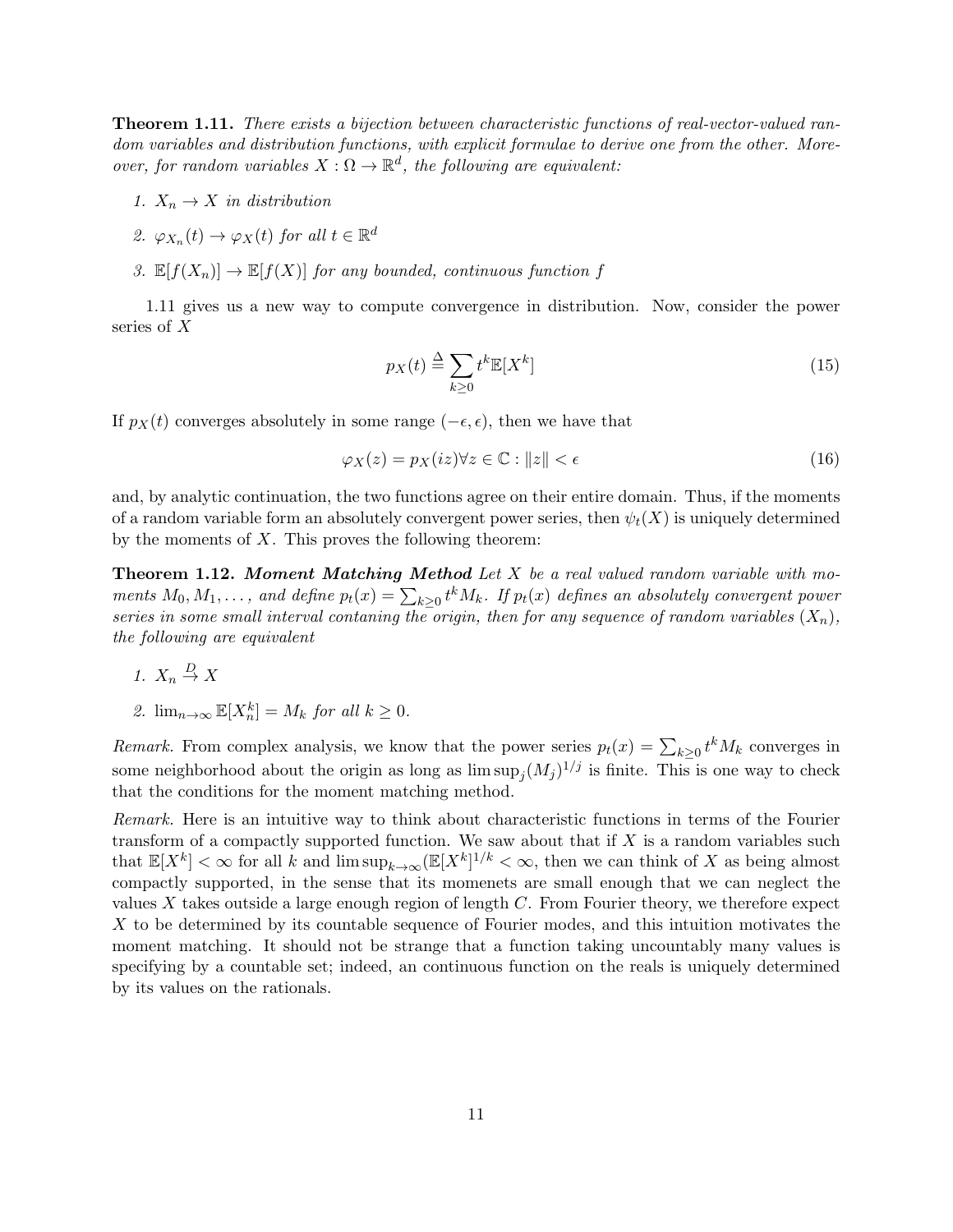**Theorem 1.11.** *There exists a bijection between characteristic functions of real-vector-valued random variables and distribution functions, with explicit formulae to derive one from the other. Moreover, for random variables $X : \Omega \to \mathbb{R}^d$, the following are equivalent:*

1. *$X_n \to X$ in distribution*
2. *$\varphi_{X_n}(t) \to \varphi_X(t)$ for all $t \in \mathbb{R}^d$*
3. *$\mathbb{E}[f(X_n)] \to \mathbb{E}[f(X)]$ for any bounded, continuous function $f$*

1.11 gives us a new way to compute convergence in distribution. Now, consider the power series of $X$

$$p_X(t) \triangleq \sum_{k \geq 0} t^k \mathbb{E}[X^k] \tag{15}$$

If $p_X(t)$ converges absolutely in some range $(-\epsilon, \epsilon)$, then we have that

$$\varphi_X(z) = p_X(iz) \forall z \in \mathbb{C} : \|z\| < \epsilon \tag{16}$$

and, by analytic continuation, the two functions agree on their entire domain. Thus, if the moments of a random variable form an absolutely convergent power series, then $\psi_t(X)$ is uniquely determined by the moments of $X$. This proves the following theorem:

**Theorem 1.12.** ***Moment Matching Method*** *Let $X$ be a real valued random variable with moments $M_0, M_1, \ldots$, and define $p_t(x) = \sum_{k \geq 0} t^k M_k$. If $p_t(x)$ defines an absolutely convergent power series in some small interval contaning the origin, then for any sequence of random variables $(X_n)$, the following are equivalent*

1. *$X_n \overset{D}{\to} X$*
2. *$\lim_{n \to \infty} \mathbb{E}[X_n^k] = M_k$ for all $k \geq 0$.*

*Remark.* From complex analysis, we know that the power series $p_t(x) = \sum_{k \geq 0} t^k M_k$ converges in some neighborhood about the origin as long as $\limsup_j (M_j)^{1/j}$ is finite. This is one way to check that the conditions for the moment matching method.

*Remark.* Here is an intuitive way to think about characteristic functions in terms of the Fourier transform of a compactly supported function. We saw about that if $X$ is a random variables such that $\mathbb{E}[X^k] < \infty$ for all $k$ and $\limsup_{k \to \infty} (\mathbb{E}[X^k]^{1/k} < \infty$, then we can think of $X$ as being almost compactly supported, in the sense that its momenets are small enough that we can neglect the values $X$ takes outside a large enough region of length $C$. From Fourier theory, we therefore expect $X$ to be determined by its countable sequence of Fourier modes, and this intuition motivates the moment matching. It should not be strange that a function taking uncountably many values is specifying by a countable set; indeed, an continuous function on the reals is uniquely determined by its values on the rationals.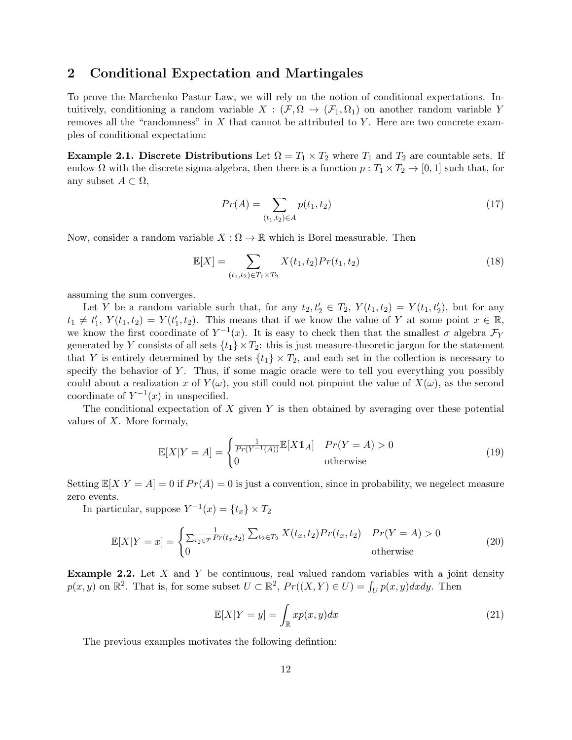## 2 Conditional Expectation and Martingales

To prove the Marchenko Pastur Law, we will rely on the notion of conditional expectations. Intuitively, conditioning a random variable $X : (\mathcal{F}, \Omega \to (\mathcal{F}_1, \Omega_1)$ on another random variable $Y$ removes all the "randomness" in $X$ that cannot be attributed to $Y$. Here are two concrete examples of conditional expectation:

**Example 2.1. Discrete Distributions** Let $\Omega = T_1 \times T_2$ where $T_1$ and $T_2$ are countable sets. If endow $\Omega$ with the discrete sigma-algebra, then there is a function $p : T_1 \times T_2 \to [0, 1]$ such that, for any subset $A \subset \Omega$,

$$Pr(A) = \sum_{(t_1,t_2) \in A} p(t_1, t_2) \tag{17}$$

Now, consider a random variable $X : \Omega \to \mathbb{R}$ which is Borel measurable. Then

$$\mathbb{E}[X] = \sum_{(t_1,t_2) \in T_1 \times T_2} X(t_1, t_2) Pr(t_1, t_2) \tag{18}$$

assuming the sum converges.

Let $Y$ be a random variable such that, for any $t_2, t_2' \in T_2$, $Y(t_1, t_2) = Y(t_1, t_2')$, but for any $t_1 \neq t_1'$, $Y(t_1, t_2) = Y(t_1', t_2)$. This means that if we know the value of $Y$ at some point $x \in \mathbb{R}$, we know the first coordinate of $Y^{-1}(x)$. It is easy to check then that the smallest $\sigma$ algebra $\mathcal{F}_Y$ generated by $Y$ consists of all sets $\{t_1\} \times T_2$: this is just measure-theoretic jargon for the statement that $Y$ is entirely determined by the sets $\{t_1\} \times T_2$, and each set in the collection is necessary to specify the behavior of $Y$. Thus, if some magic oracle were to tell you everything you possibly could about a realization $x$ of $Y(\omega)$, you still could not pinpoint the value of $X(\omega)$, as the second coordinate of $Y^{-1}(x)$ in unspecified.

The conditional expectation of $X$ given $Y$ is then obtained by averaging over these potential values of $X$. More formaly,

$$\mathbb{E}[X|Y = A] = \begin{cases} \frac{1}{Pr(Y^{-1}(A))} \mathbb{E}[X \mathbb{1}_A] & Pr(Y = A) > 0 \\ 0 & \text{otherwise} \end{cases} \tag{19}$$

Setting $\mathbb{E}[X|Y = A] = 0$ if $Pr(A) = 0$ is just a convention, since in probability, we neglect measure zero events.

In particular, suppose $Y^{-1}(x) = \{t_x\} \times T_2$

$$\mathbb{E}[X|Y = x] = \begin{cases} \frac{1}{\sum_{t_2 \in T} Pr(t_x, t_2)} \sum_{t_2 \in T_2} X(t_x, t_2) Pr(t_x, t_2) & Pr(Y = A) > 0 \\ 0 & \text{otherwise} \end{cases} \tag{20}$$

**Example 2.2.** Let $X$ and $Y$ be continuous, real valued random variables with a joint density $p(x, y)$ on $\mathbb{R}^2$. That is, for some subset $U \subset \mathbb{R}^2$, $Pr((X, Y) \in U) = \int_U p(x, y) dx dy$. Then

$$\mathbb{E}[X|Y = y] = \int_{\mathbb{R}} x p(x, y) dx \tag{21}$$

The previous examples motivates the following defintion: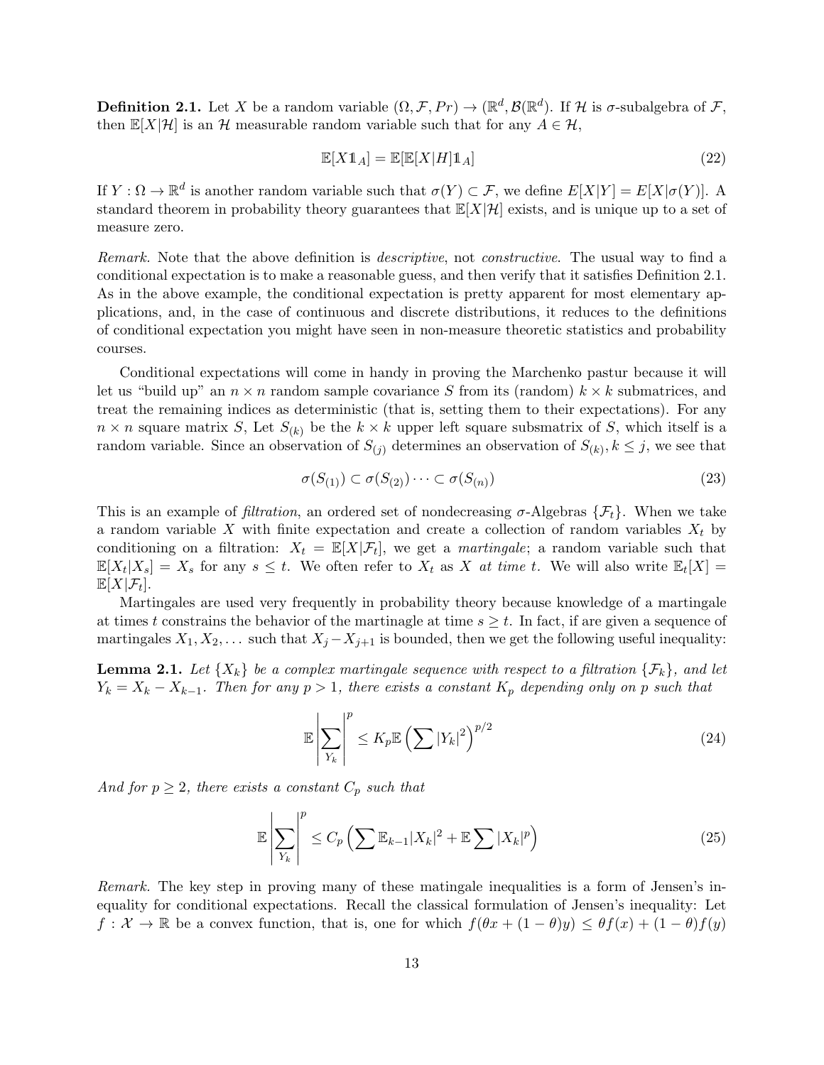**Definition 2.1.** Let $X$ be a random variable $(\Omega, \mathcal{F}, Pr) \to (\mathbb{R}^d, \mathcal{B}(\mathbb{R}^d))$. If $\mathcal{H}$ is $\sigma$-subalgebra of $\mathcal{F}$, then $\mathbb{E}[X|\mathcal{H}]$ is an $\mathcal{H}$ measurable random variable such that for any $A \in \mathcal{H}$,

$$\mathbb{E}[X\mathbb{1}_A] = \mathbb{E}[\mathbb{E}[X|H]\mathbb{1}_A] \tag{22}$$

If $Y : \Omega \to \mathbb{R}^d$ is another random variable such that $\sigma(Y) \subset \mathcal{F}$, we define $E[X|Y] = E[X|\sigma(Y)]$. A standard theorem in probability theory guarantees that $\mathbb{E}[X|\mathcal{H}]$ exists, and is unique up to a set of measure zero.

*Remark.* Note that the above definition is *descriptive*, not *constructive*. The usual way to find a conditional expectation is to make a reasonable guess, and then verify that it satisfies Definition 2.1. As in the above example, the conditional expectation is pretty apparent for most elementary applications, and, in the case of continuous and discrete distributions, it reduces to the definitions of conditional expectation you might have seen in non-measure theoretic statistics and probability courses.

Conditional expectations will come in handy in proving the Marchenko pastur because it will let us "build up" an $n \times n$ random sample covariance $S$ from its (random) $k \times k$ submatrices, and treat the remaining indices as deterministic (that is, setting them to their expectations). For any $n \times n$ square matrix $S$, Let $S_{(k)}$ be the $k \times k$ upper left square subsmatrix of $S$, which itself is a random variable. Since an observation of $S_{(j)}$ determines an observation of $S_{(k)}, k \leq j$, we see that

$$\sigma(S_{(1)}) \subset \sigma(S_{(2)}) \cdots \subset \sigma(S_{(n)}) \tag{23}$$

This is an example of *filtration*, an ordered set of nondecreasing $\sigma$-Algebras $\{\mathcal{F}_t\}$. When we take a random variable $X$ with finite expectation and create a collection of random variables $X_t$ by conditioning on a filtration: $X_t = \mathbb{E}[X|\mathcal{F}_t]$, we get a *martingale*; a random variable such that $\mathbb{E}[X_t|X_s] = X_s$ for any $s \leq t$. We often refer to $X_t$ as $X$ *at time t*. We will also write $\mathbb{E}_t[X] = \mathbb{E}[X|\mathcal{F}_t]$.

Martingales are used very frequently in probability theory because knowledge of a martingale at times $t$ constrains the behavior of the martinagle at time $s \geq t$. In fact, if are given a sequence of martingales $X_1, X_2, \ldots$ such that $X_j - X_{j+1}$ is bounded, then we get the following useful inequality:

**Lemma 2.1.** *Let $\{X_k\}$ be a complex martingale sequence with respect to a filtration $\{\mathcal{F}_k\}$, and let $Y_k = X_k - X_{k-1}$. Then for any $p > 1$, there exists a constant $K_p$ depending only on $p$ such that*

$$\mathbb{E}\left|\sum_{Y_k}\right|^p \leq K_p \mathbb{E}\left(\sum |Y_k|^2\right)^{p/2} \tag{24}$$

*And for $p \geq 2$, there exists a constant $C_p$ such that*

$$\mathbb{E}\left|\sum_{Y_k}\right|^p \leq C_p \left(\sum \mathbb{E}_{k-1}|X_k|^2 + \mathbb{E}\sum |X_k|^p\right) \tag{25}$$

*Remark.* The key step in proving many of these matingale inequalities is a form of Jensen's inequality for conditional expectations. Recall the classical formulation of Jensen's inequality: Let $f : \mathcal{X} \to \mathbb{R}$ be a convex function, that is, one for which $f(\theta x + (1-\theta)y) \leq \theta f(x) + (1-\theta)f(y)$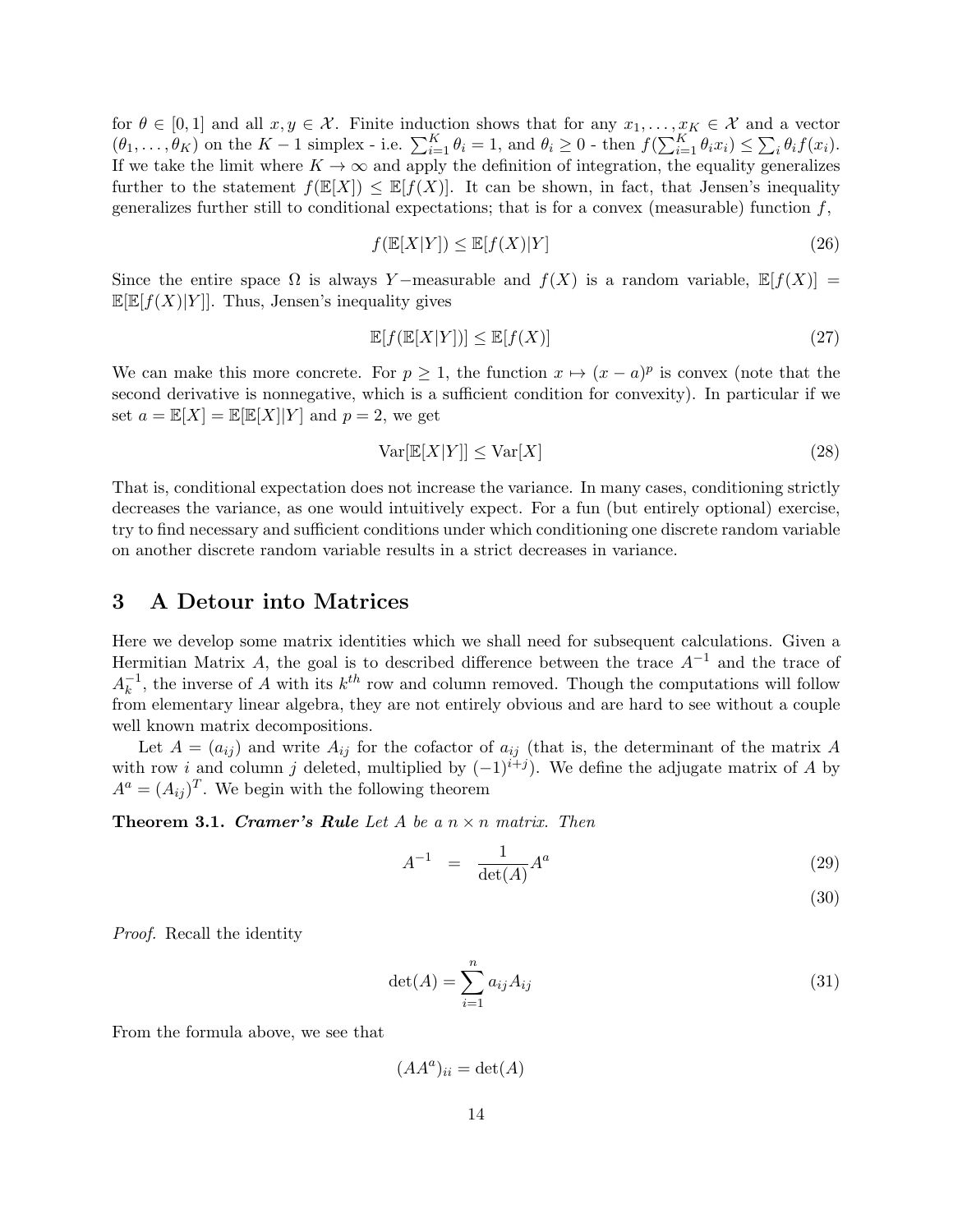for $\theta \in [0, 1]$ and all $x, y \in \mathcal{X}$. Finite induction shows that for any $x_1, \ldots, x_K \in \mathcal{X}$ and a vector $(\theta_1, \ldots, \theta_K)$ on the $K-1$ simplex - i.e. $\sum_{i=1}^K \theta_i = 1$, and $\theta_i \geq 0$ - then $f(\sum_{i=1}^K \theta_i x_i) \leq \sum_i \theta_i f(x_i)$. If we take the limit where $K \to \infty$ and apply the definition of integration, the equality generalizes further to the statement $f(\mathbb{E}[X]) \leq \mathbb{E}[f(X)]$. It can be shown, in fact, that Jensen's inequality generalizes further still to conditional expectations; that is for a convex (measurable) function $f$,

$$f(\mathbb{E}[X|Y]) \leq \mathbb{E}[f(X)|Y] \tag{26}$$

Since the entire space $\Omega$ is always $Y-$measurable and $f(X)$ is a random variable, $\mathbb{E}[f(X)] = \mathbb{E}[\mathbb{E}[f(X)|Y]]$. Thus, Jensen's inequality gives

$$\mathbb{E}[f(\mathbb{E}[X|Y])] \leq \mathbb{E}[f(X)] \tag{27}$$

We can make this more concrete. For $p \geq 1$, the function $x \mapsto (x-a)^p$ is convex (note that the second derivative is nonnegative, which is a sufficient condition for convexity). In particular if we set $a = \mathbb{E}[X] = \mathbb{E}[\mathbb{E}[X]|Y]$ and $p = 2$, we get

$$\mathrm{Var}[\mathbb{E}[X|Y]] \leq \mathrm{Var}[X] \tag{28}$$

That is, conditional expectation does not increase the variance. In many cases, conditioning strictly decreases the variance, as one would intuitively expect. For a fun (but entirely optional) exercise, try to find necessary and sufficient conditions under which conditioning one discrete random variable on another discrete random variable results in a strict decreases in variance.

## 3 A Detour into Matrices

Here we develop some matrix identities which we shall need for subsequent calculations. Given a Hermitian Matrix $A$, the goal is to described difference between the trace $A^{-1}$ and the trace of $A_k^{-1}$, the inverse of $A$ with its $k^{th}$ row and column removed. Though the computations will follow from elementary linear algebra, they are not entirely obvious and are hard to see without a couple well known matrix decompositions.

Let $A = (a_{ij})$ and write $A_{ij}$ for the cofactor of $a_{ij}$ (that is, the determinant of the matrix $A$ with row $i$ and column $j$ deleted, multiplied by $(-1)^{i+j}$). We define the adjugate matrix of $A$ by $A^a = (A_{ij})^T$. We begin with the following theorem

**Theorem 3.1.** ***Cramer's Rule*** *Let $A$ be a $n \times n$ matrix. Then*

$$A^{-1} = \frac{1}{\det(A)} A^a \tag{29}$$

$$\tag{30}$$

*Proof.* Recall the identity

$$\det(A) = \sum_{i=1}^n a_{ij} A_{ij} \tag{31}$$

From the formula above, we see that

$$(AA^a)_{ii} = \det(A)$$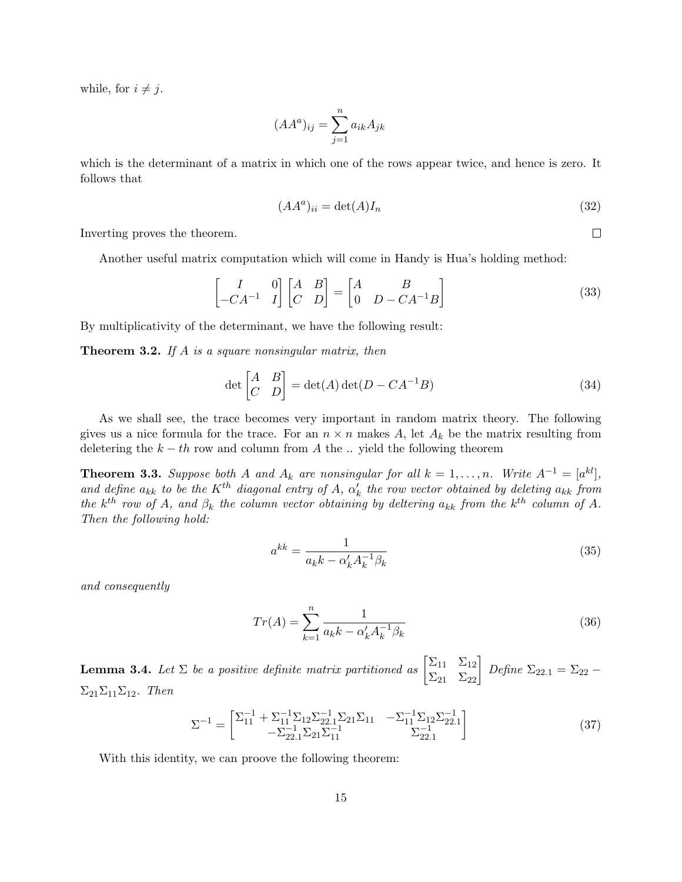while, for $i \neq j$.

$$(AA^a)_{ij} = \sum_{j=1}^{n} a_{ik} A_{jk}$$

which is the determinant of a matrix in which one of the rows appear twice, and hence is zero. It follows that

$$(AA^a)_{ii} = \det(A) I_n \tag{32}$$

Inverting proves the theorem. $\square$

Another useful matrix computation which will come in Handy is Hua's holding method:

$$\begin{bmatrix} I & 0 \\ -CA^{-1} & I \end{bmatrix} \begin{bmatrix} A & B \\ C & D \end{bmatrix} = \begin{bmatrix} A & B \\ 0 & D - CA^{-1}B \end{bmatrix} \tag{33}$$

By multiplicativity of the determinant, we have the following result:

**Theorem 3.2.** *If $A$ is a square nonsingular matrix, then*

$$\det \begin{bmatrix} A & B \\ C & D \end{bmatrix} = \det(A) \det(D - CA^{-1}B) \tag{34}$$

As we shall see, the trace becomes very important in random matrix theory. The following gives us a nice formula for the trace. For an $n \times n$ makes $A$, let $A_k$ be the matrix resulting from deletering the $k-th$ row and column from $A$ the .. yield the following theorem

**Theorem 3.3.** *Suppose both $A$ and $A_k$ are nonsingular for all $k = 1, \ldots, n$. Write $A^{-1} = [a^{kl}]$, and define $a_{kk}$ to be the $K^{th}$ diagonal entry of $A$, $\alpha_k'$ the row vector obtained by deleting $a_{kk}$ from the $k^{th}$ row of $A$, and $\beta_k$ the column vector obtaining by deltering $a_{kk}$ from the $k^{th}$ column of $A$. Then the following hold:*

$$a^{kk} = \frac{1}{a_k k - \alpha_k' A_k^{-1} \beta_k} \tag{35}$$

*and consequently*

$$Tr(A) = \sum_{k=1}^{n} \frac{1}{a_k k - \alpha_k' A_k^{-1} \beta_k} \tag{36}$$

**Lemma 3.4.** *Let $\Sigma$ be a positive definite matrix partitioned as $\begin{bmatrix} \Sigma_{11} & \Sigma_{12} \\ \Sigma_{21} & \Sigma_{22} \end{bmatrix}$ Define $\Sigma_{22.1} = \Sigma_{22} - \Sigma_{21}\Sigma_{11}\Sigma_{12}$. Then*

$$\Sigma^{-1} = \begin{bmatrix} \Sigma_{11}^{-1} + \Sigma_{11}^{-1}\Sigma_{12}\Sigma_{22.1}^{-1}\Sigma_{21}\Sigma_{11} & -\Sigma_{11}^{-1}\Sigma_{12}\Sigma_{22.1}^{-1} \\ -\Sigma_{22.1}^{-1}\Sigma_{21}\Sigma_{11}^{-1} & \Sigma_{22.1}^{-1} \end{bmatrix} \tag{37}$$

With this identity, we can proove the following theorem: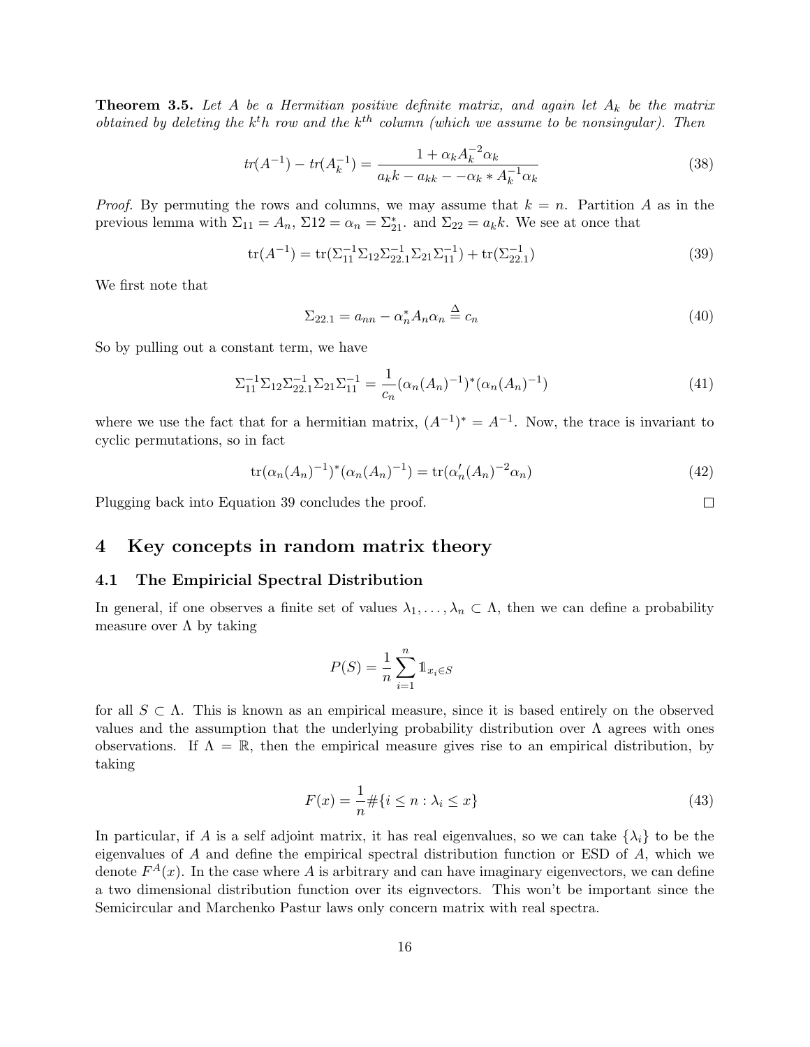**Theorem 3.5.** *Let $A$ be a Hermitian positive definite matrix, and again let $A_k$ be the matrix obtained by deleting the $k^th$ row and the $k^{th}$ column (which we assume to be nonsingular). Then*

$$tr(A^{-1}) - tr(A_k^{-1}) = \frac{1 + \alpha_k A_k^{-2} \alpha_k}{a_k k - a_{kk} - -\alpha_k * A_k^{-1} \alpha_k} \tag{38}$$

*Proof.* By permuting the rows and columns, we may assume that $k = n$. Partition $A$ as in the previous lemma with $\Sigma_{11} = A_n$, $\Sigma 12 = \alpha_n = \Sigma_{21}^*$. and $\Sigma_{22} = a_k k$. We see at once that

$$\text{tr}(A^{-1}) = \text{tr}(\Sigma_{11}^{-1}\Sigma_{12}\Sigma_{22.1}^{-1}\Sigma_{21}\Sigma_{11}^{-1}) + \text{tr}(\Sigma_{22.1}^{-1}) \tag{39}$$

We first note that

$$\Sigma_{22.1} = a_{nn} - \alpha_n^* A_n \alpha_n \stackrel{\Delta}{=} c_n \tag{40}$$

So by pulling out a constant term, we have

$$\Sigma_{11}^{-1}\Sigma_{12}\Sigma_{22.1}^{-1}\Sigma_{21}\Sigma_{11}^{-1} = \frac{1}{c_n}(\alpha_n (A_n)^{-1})^* (\alpha_n (A_n)^{-1}) \tag{41}$$

where we use the fact that for a hermitian matrix, $(A^{-1})^* = A^{-1}$. Now, the trace is invariant to cyclic permutations, so in fact

$$\text{tr}(\alpha_n (A_n)^{-1})^* (\alpha_n (A_n)^{-1}) = \text{tr}(\alpha_n' (A_n)^{-2} \alpha_n) \tag{42}$$

Plugging back into Equation 39 concludes the proof. □

# 4 Key concepts in random matrix theory

## 4.1 The Empiricial Spectral Distribution

In general, if one observes a finite set of values $\lambda_1, \ldots, \lambda_n \subset \Lambda$, then we can define a probability measure over $\Lambda$ by taking

$$P(S) = \frac{1}{n}\sum_{i=1}^{n} \mathbb{1}_{x_i \in S}$$

for all $S \subset \Lambda$. This is known as an empirical measure, since it is based entirely on the observed values and the assumption that the underlying probability distribution over $\Lambda$ agrees with ones observations. If $\Lambda = \mathbb{R}$, then the empirical measure gives rise to an empirical distribution, by taking

$$F(x) = \frac{1}{n}\#\{i \leq n : \lambda_i \leq x\} \tag{43}$$

In particular, if $A$ is a self adjoint matrix, it has real eigenvalues, so we can take $\{\lambda_i\}$ to be the eigenvalues of $A$ and define the empirical spectral distribution function or ESD of $A$, which we denote $F^A(x)$. In the case where $A$ is arbitrary and can have imaginary eigenvectors, we can define a two dimensional distribution function over its eignvectors. This won't be important since the Semicircular and Marchenko Pastur laws only concern matrix with real spectra.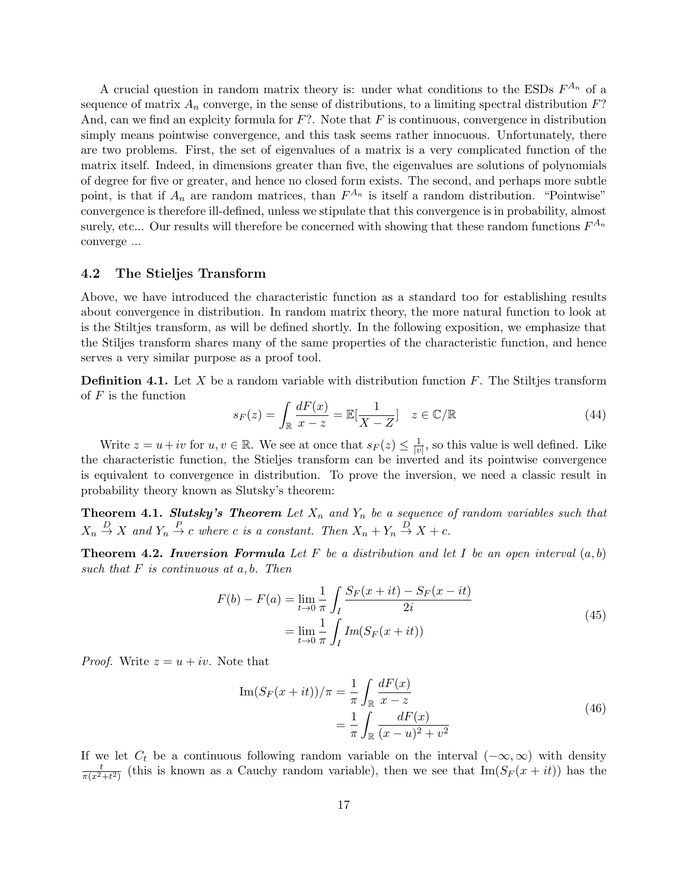A crucial question in random matrix theory is: under what conditions to the ESDs $F^{A_n}$ of a sequence of matrix $A_n$ converge, in the sense of distributions, to a limiting spectral distribution $F$? And, can we find an explcity formula for $F$?. Note that $F$ is continuous, convergence in distribution simply means pointwise convergence, and this task seems rather innocuous. Unfortunately, there are two problems. First, the set of eigenvalues of a matrix is a very complicated function of the matrix itself. Indeed, in dimensions greater than five, the eigenvalues are solutions of polynomials of degree for five or greater, and hence no closed form exists. The second, and perhaps more subtle point, is that if $A_n$ are random matrices, than $F^{A_n}$ is itself a random distribution. "Pointwise" convergence is therefore ill-defined, unless we stipulate that this convergence is in probability, almost surely, etc... Our results will therefore be concerned with showing that these random functions $F^{A_n}$ converge ...

### 4.2 The Stieljes Transform

Above, we have introduced the characteristic function as a standard too for establishing results about convergence in distribution. In random matrix theory, the more natural function to look at is the Stiltjes transform, as will be defined shortly. In the following exposition, we emphasize that the Stiljes transform shares many of the same properties of the characteristic function, and hence serves a very similar purpose as a proof tool.

**Definition 4.1.** Let $X$ be a random variable with distribution function $F$. The Stiltjes transform of $F$ is the function

$$s_F(z) = \int_{\mathbb{R}} \frac{dF(x)}{x-z} = \mathbb{E}[\frac{1}{X-Z}] \quad z \in \mathbb{C}/\mathbb{R} \tag{44}$$

Write $z = u + iv$ for $u, v \in \mathbb{R}$. We see at once that $s_F(z) \leq \frac{1}{|v|}$, so this value is well defined. Like the characteristic function, the Stieljes transform can be inverted and its pointwise convergence is equivalent to convergence in distribution. To prove the inversion, we need a classic result in probability theory known as Slutsky's theorem:

**Theorem 4.1.** ***Slutsky's Theorem*** *Let $X_n$ and $Y_n$ be a sequence of random variables such that $X_n \xrightarrow{D} X$ and $Y_n \xrightarrow{P} c$ where $c$ is a constant. Then $X_n + Y_n \xrightarrow{D} X + c$.*

**Theorem 4.2.** ***Inversion Formula*** *Let $F$ be a distribution and let $I$ be an open interval $(a, b)$ such that $F$ is continuous at $a, b$. Then*

$$\begin{aligned} F(b) - F(a) &= \lim_{t \to 0} \frac{1}{\pi} \int_I \frac{S_F(x+it) - S_F(x-it)}{2i} \\ &= \lim_{t \to 0} \frac{1}{\pi} \int_I Im(S_F(x+it)) \end{aligned} \tag{45}$$

*Proof.* Write $z = u + iv$. Note that

$$\begin{aligned} \mathrm{Im}(S_F(x+it))/\pi &= \frac{1}{\pi} \int_{\mathbb{R}} \frac{dF(x)}{x-z} \\ &= \frac{1}{\pi} \int_{\mathbb{R}} \frac{dF(x)}{(x-u)^2 + v^2} \end{aligned} \tag{46}$$

If we let $C_t$ be a continuous following random variable on the interval $(-\infty, \infty)$ with density $\frac{t}{\pi(x^2+t^2)}$ (this is known as a Cauchy random variable), then we see that $\mathrm{Im}(S_F(x+it))$ has the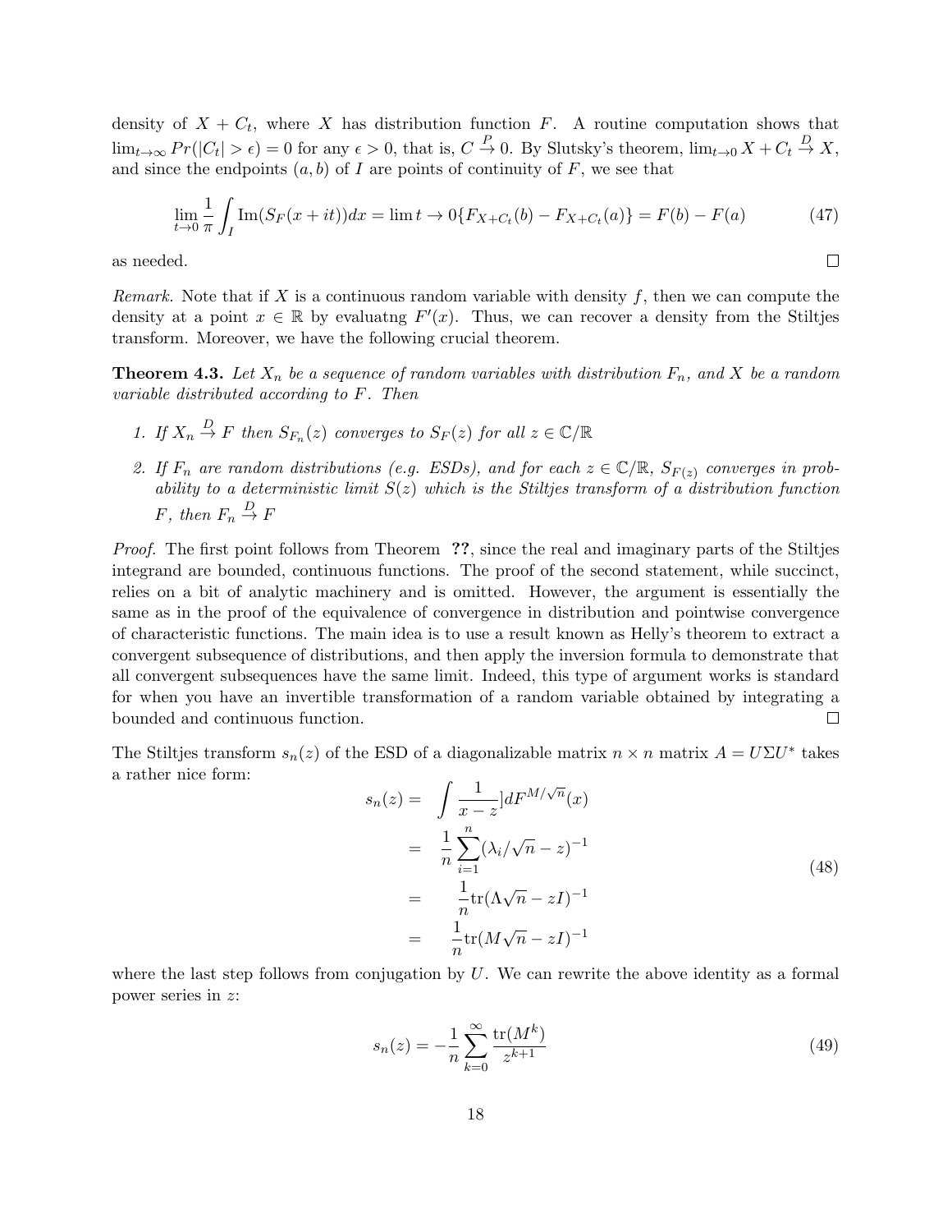density of $X + C_t$, where $X$ has distribution function $F$. A routine computation shows that $\lim_{t\to\infty} Pr(|C_t| > \epsilon) = 0$ for any $\epsilon > 0$, that is, $C \xrightarrow{P} 0$. By Slutsky's theorem, $\lim_{t\to 0} X + C_t \xrightarrow{D} X$, and since the endpoints $(a, b)$ of $I$ are points of continuity of $F$, we see that

$$\lim_{t\to 0} \frac{1}{\pi} \int_I \text{Im}(S_F(x + it))dx = \lim t \to 0\{F_{X+C_t}(b) - F_{X+C_t}(a)\} = F(b) - F(a) \tag{47}$$

as needed. ◻

*Remark.* Note that if $X$ is a continuous random variable with density $f$, then we can compute the density at a point $x \in \mathbb{R}$ by evaluatng $F'(x)$. Thus, we can recover a density from the Stiltjes transform. Moreover, we have the following crucial theorem.

**Theorem 4.3.** *Let $X_n$ be a sequence of random variables with distribution $F_n$, and $X$ be a random variable distributed according to $F$. Then*

1. *If $X_n \xrightarrow{D} F$ then $S_{F_n}(z)$ converges to $S_F(z)$ for all $z \in \mathbb{C}/\mathbb{R}$*
2. *If $F_n$ are random distributions (e.g. ESDs), and for each $z \in \mathbb{C}/\mathbb{R}$, $S_{F(z)}$ converges in probability to a deterministic limit $S(z)$ which is the Stiltjes transform of a distribution function $F$, then $F_n \xrightarrow{D} F$*

*Proof.* The first point follows from Theorem **??**, since the real and imaginary parts of the Stiltjes integrand are bounded, continuous functions. The proof of the second statement, while succinct, relies on a bit of analytic machinery and is omitted. However, the argument is essentially the same as in the proof of the equivalence of convergence in distribution and pointwise convergence of characteristic functions. The main idea is to use a result known as Helly's theorem to extract a convergent subsequence of distributions, and then apply the inversion formula to demonstrate that all convergent subsequences have the same limit. Indeed, this type of argument works is standard for when you have an invertible transformation of a random variable obtained by integrating a bounded and continuous function. ◻

The Stiltjes transform $s_n(z)$ of the ESD of a diagonalizable matrix $n \times n$ matrix $A = U\Sigma U^*$ takes a rather nice form:

$$\begin{aligned}
s_n(z) = & \int \frac{1}{x - z}]dF^{M/\sqrt{n}}(x) \\
= & \frac{1}{n}\sum_{i=1}^{n}(\lambda_i/\sqrt{n} - z)^{-1} \\
= & \frac{1}{n}\text{tr}(\Lambda\sqrt{n} - zI)^{-1} \\
= & \frac{1}{n}\text{tr}(M\sqrt{n} - zI)^{-1}
\end{aligned} \tag{48}$$

where the last step follows from conjugation by $U$. We can rewrite the above identity as a formal power series in $z$:

$$s_n(z) = -\frac{1}{n}\sum_{k=0}^{\infty} \frac{\text{tr}(M^k)}{z^{k+1}} \tag{49}$$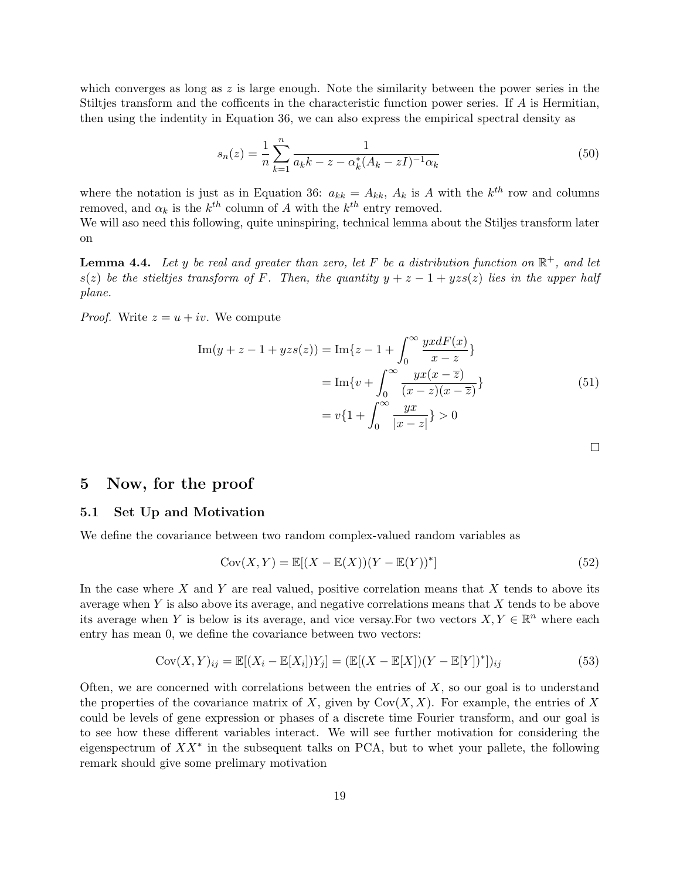which converges as long as $z$ is large enough. Note the similarity between the power series in the Stiltjes transform and the cofficents in the characteristic function power series. If $A$ is Hermitian, then using the indentity in Equation 36, we can also express the empirical spectral density as

$$s_n(z) = \frac{1}{n}\sum_{k=1}^{n} \frac{1}{a_k k - z - \alpha_k^*(A_k - zI)^{-1}\alpha_k} \tag{50}$$

where the notation is just as in Equation 36: $a_{kk} = A_{kk}$, $A_k$ is $A$ with the $k^{th}$ row and columns removed, and $\alpha_k$ is the $k^{th}$ column of $A$ with the $k^{th}$ entry removed.
We will aso need this following, quite uninspiring, technical lemma about the Stiljes transform later on

**Lemma 4.4.** *Let $y$ be real and greater than zero, let $F$ be a distribution function on $\mathbb{R}^+$, and let $s(z)$ be the stieltjes transform of $F$. Then, the quantity $y + z - 1 + yzs(z)$ lies in the upper half plane.*

*Proof.* Write $z = u + iv$. We compute

$$\begin{aligned}
\text{Im}(y + z - 1 + yzs(z)) &= \text{Im}\{z - 1 + \int_0^\infty \frac{yxdF(x)}{x - z}\} \\
&= \text{Im}\{v + \int_0^\infty \frac{yx(x - \overline{z})}{(x - z)(x - \overline{z})}\} \\
&= v\{1 + \int_0^\infty \frac{yx}{|x - z|}\} > 0
\end{aligned} \tag{51}$$

□

# 5 Now, for the proof

## 5.1 Set Up and Motivation

We define the covariance between two random complex-valued random variables as

$$\text{Cov}(X, Y) = \mathbb{E}[(X - \mathbb{E}(X))(Y - \mathbb{E}(Y))^*] \tag{52}$$

In the case where $X$ and $Y$ are real valued, positive correlation means that $X$ tends to above its average when $Y$ is also above its average, and negative correlations means that $X$ tends to be above its average when $Y$ is below is its average, and vice versay.For two vectors $X, Y \in \mathbb{R}^n$ where each entry has mean 0, we define the covariance between two vectors:

$$\text{Cov}(X, Y)_{ij} = \mathbb{E}[(X_i - \mathbb{E}[X_i])Y_j] = (\mathbb{E}[(X - \mathbb{E}[X])(Y - \mathbb{E}[Y])^*])_{ij} \tag{53}$$

Often, we are concerned with correlations between the entries of $X$, so our goal is to understand the properties of the covariance matrix of $X$, given by $\text{Cov}(X, X)$. For example, the entries of $X$ could be levels of gene expression or phases of a discrete time Fourier transform, and our goal is to see how these different variables interact. We will see further motivation for considering the eigenspectrum of $XX^*$ in the subsequent talks on PCA, but to whet your pallete, the following remark should give some prelimary motivation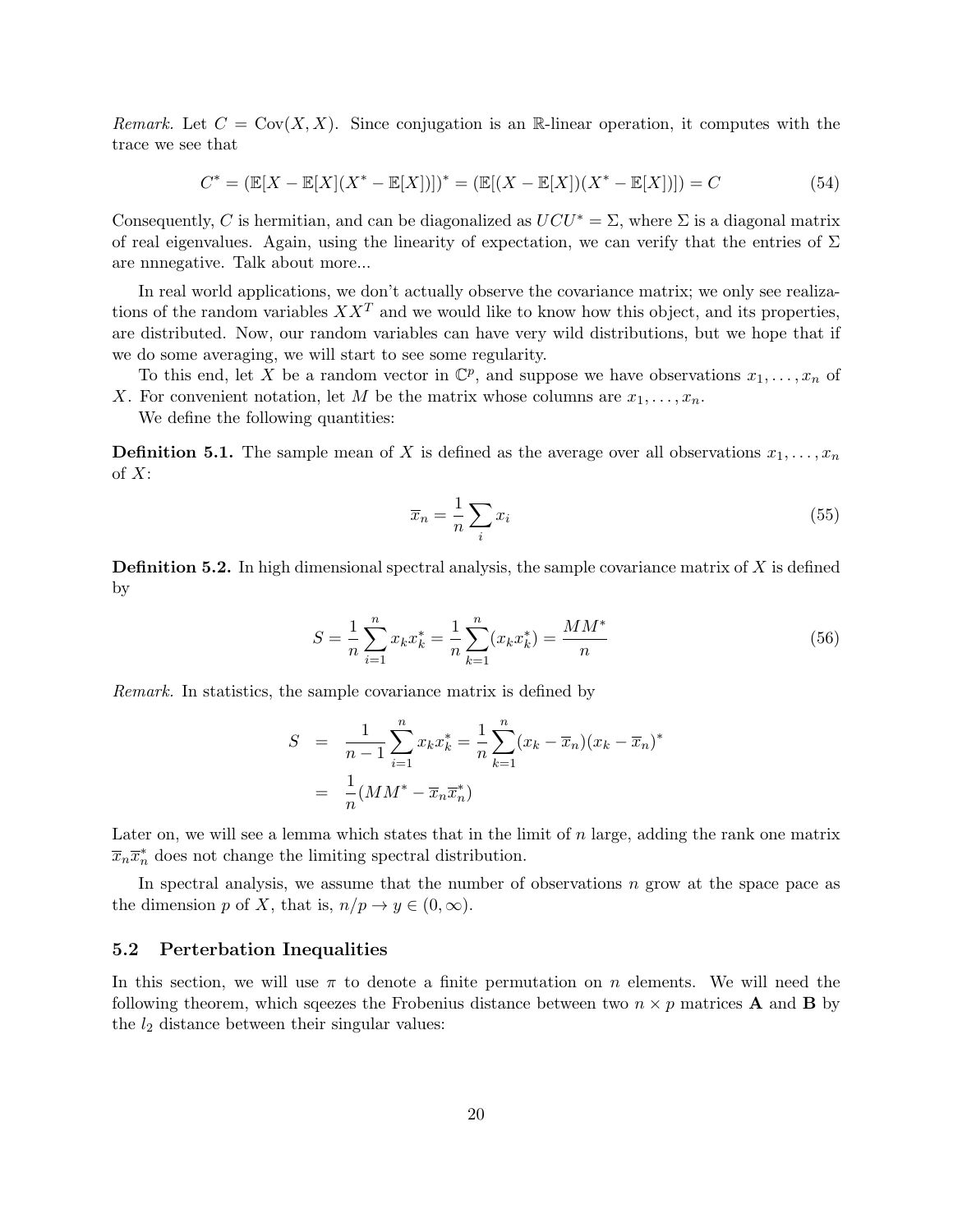*Remark.* Let $C = \text{Cov}(X, X)$. Since conjugation is an $\mathbb{R}$-linear operation, it computes with the trace we see that

$$C^* = (\mathbb{E}[X - \mathbb{E}[X](X^* - \mathbb{E}[X])])^* = (\mathbb{E}[(X - \mathbb{E}[X])(X^* - \mathbb{E}[X])]) = C \tag{54}$$

Consequently, $C$ is hermitian, and can be diagonalized as $UCU^* = \Sigma$, where $\Sigma$ is a diagonal matrix of real eigenvalues. Again, using the linearity of expectation, we can verify that the entries of $\Sigma$ are nnnegative. Talk about more...

In real world applications, we don't actually observe the covariance matrix; we only see realizations of the random variables $XX^T$ and we would like to know how this object, and its properties, are distributed. Now, our random variables can have very wild distributions, but we hope that if we do some averaging, we will start to see some regularity.

To this end, let $X$ be a random vector in $\mathbb{C}^p$, and suppose we have observations $x_1, \ldots, x_n$ of $X$. For convenient notation, let $M$ be the matrix whose columns are $x_1, \ldots, x_n$.

We define the following quantities:

**Definition 5.1.** The sample mean of $X$ is defined as the average over all observations $x_1, \ldots, x_n$ of $X$:

$$\overline{x}_n = \frac{1}{n} \sum_i x_i \tag{55}$$

**Definition 5.2.** In high dimensional spectral analysis, the sample covariance matrix of $X$ is defined by

$$S = \frac{1}{n} \sum_{i=1}^{n} x_k x_k^* = \frac{1}{n} \sum_{k=1}^{n} (x_k x_k^*) = \frac{MM^*}{n} \tag{56}$$

*Remark.* In statistics, the sample covariance matrix is defined by

$$\begin{aligned} S &= \frac{1}{n-1} \sum_{i=1}^{n} x_k x_k^* = \frac{1}{n} \sum_{k=1}^{n} (x_k - \overline{x}_n)(x_k - \overline{x}_n)^* \\ &= \frac{1}{n}(MM^* - \overline{x}_n \overline{x}_n^*) \end{aligned}$$

Later on, we will see a lemma which states that in the limit of $n$ large, adding the rank one matrix $\overline{x}_n \overline{x}_n^*$ does not change the limiting spectral distribution.

In spectral analysis, we assume that the number of observations $n$ grow at the space pace as the dimension $p$ of $X$, that is, $n/p \to y \in (0, \infty)$.

### 5.2 Perterbation Inequalities

In this section, we will use $\pi$ to denote a finite permutation on $n$ elements. We will need the following theorem, which sqeezes the Frobenius distance between two $n \times p$ matrices $\mathbf{A}$ and $\mathbf{B}$ by the $l_2$ distance between their singular values: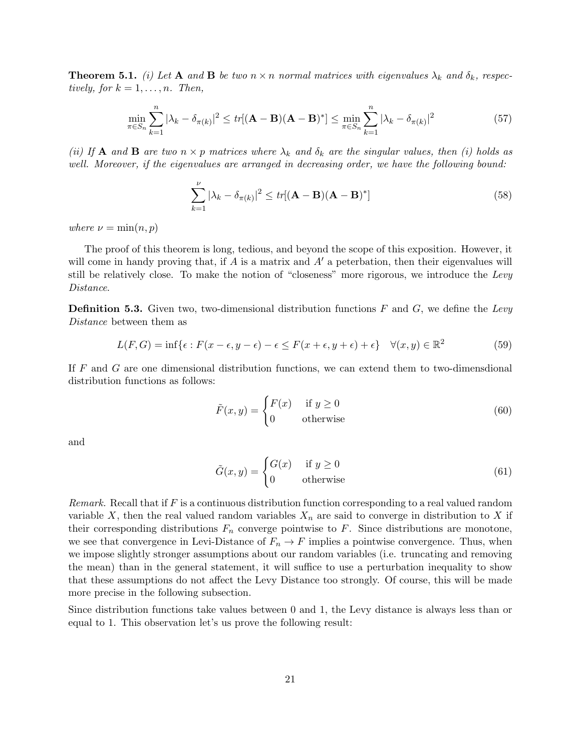**Theorem 5.1.** *(i) Let* $\mathbf{A}$ *and* $\mathbf{B}$ *be two* $n \times n$ *normal matrices with eigenvalues* $\lambda_k$ *and* $\delta_k$*, respectively, for* $k = 1, \ldots, n$*. Then,*

$$\min_{\pi \in S_n} \sum_{k=1}^{n} |\lambda_k - \delta_{\pi(k)}|^2 \leq tr[(\mathbf{A} - \mathbf{B})(\mathbf{A} - \mathbf{B})^*] \leq \min_{\pi \in S_n} \sum_{k=1}^{n} |\lambda_k - \delta_{\pi(k)}|^2 \tag{57}$$

*(ii) If* $\mathbf{A}$ *and* $\mathbf{B}$ *are two* $n \times p$ *matrices where* $\lambda_k$ *and* $\delta_k$ *are the singular values, then (i) holds as well. Moreover, if the eigenvalues are arranged in decreasing order, we have the following bound:*

$$\sum_{k=1}^{\nu} |\lambda_k - \delta_{\pi(k)}|^2 \leq tr[(\mathbf{A} - \mathbf{B})(\mathbf{A} - \mathbf{B})^*] \tag{58}$$

*where* $\nu = \min(n, p)$

The proof of this theorem is long, tedious, and beyond the scope of this exposition. However, it will come in handy proving that, if $A$ is a matrix and $A'$ a peterbation, then their eigenvalues will still be relatively close. To make the notion of "closeness" more rigorous, we introduce the *Levy Distance*.

**Definition 5.3.** Given two, two-dimensional distribution functions $F$ and $G$, we define the *Levy Distance* between them as

$$L(F, G) = \inf\{\epsilon : F(x - \epsilon, y - \epsilon) - \epsilon \leq F(x + \epsilon, y + \epsilon) + \epsilon\} \quad \forall (x, y) \in \mathbb{R}^2 \tag{59}$$

If $F$ and $G$ are one dimensional distribution functions, we can extend them to two-dimensdional distribution functions as follows:

$$\tilde{F}(x, y) = \begin{cases} F(x) & \text{if } y \geq 0 \\ 0 & \text{otherwise} \end{cases} \tag{60}$$

and

$$\tilde{G}(x, y) = \begin{cases} G(x) & \text{if } y \geq 0 \\ 0 & \text{otherwise} \end{cases} \tag{61}$$

*Remark.* Recall that if $F$ is a continuous distribution function corresponding to a real valued random variable $X$, then the real valued random variables $X_n$ are said to converge in distribution to $X$ if their corresponding distributions $F_n$ converge pointwise to $F$. Since distributions are monotone, we see that convergence in Levi-Distance of $F_n \to F$ implies a pointwise convergence. Thus, when we impose slightly stronger assumptions about our random variables (i.e. truncating and removing the mean) than in the general statement, it will suffice to use a perturbation inequality to show that these assumptions do not affect the Levy Distance too strongly. Of course, this will be made more precise in the following subsection.

Since distribution functions take values between 0 and 1, the Levy distance is always less than or equal to 1. This observation let's us prove the following result: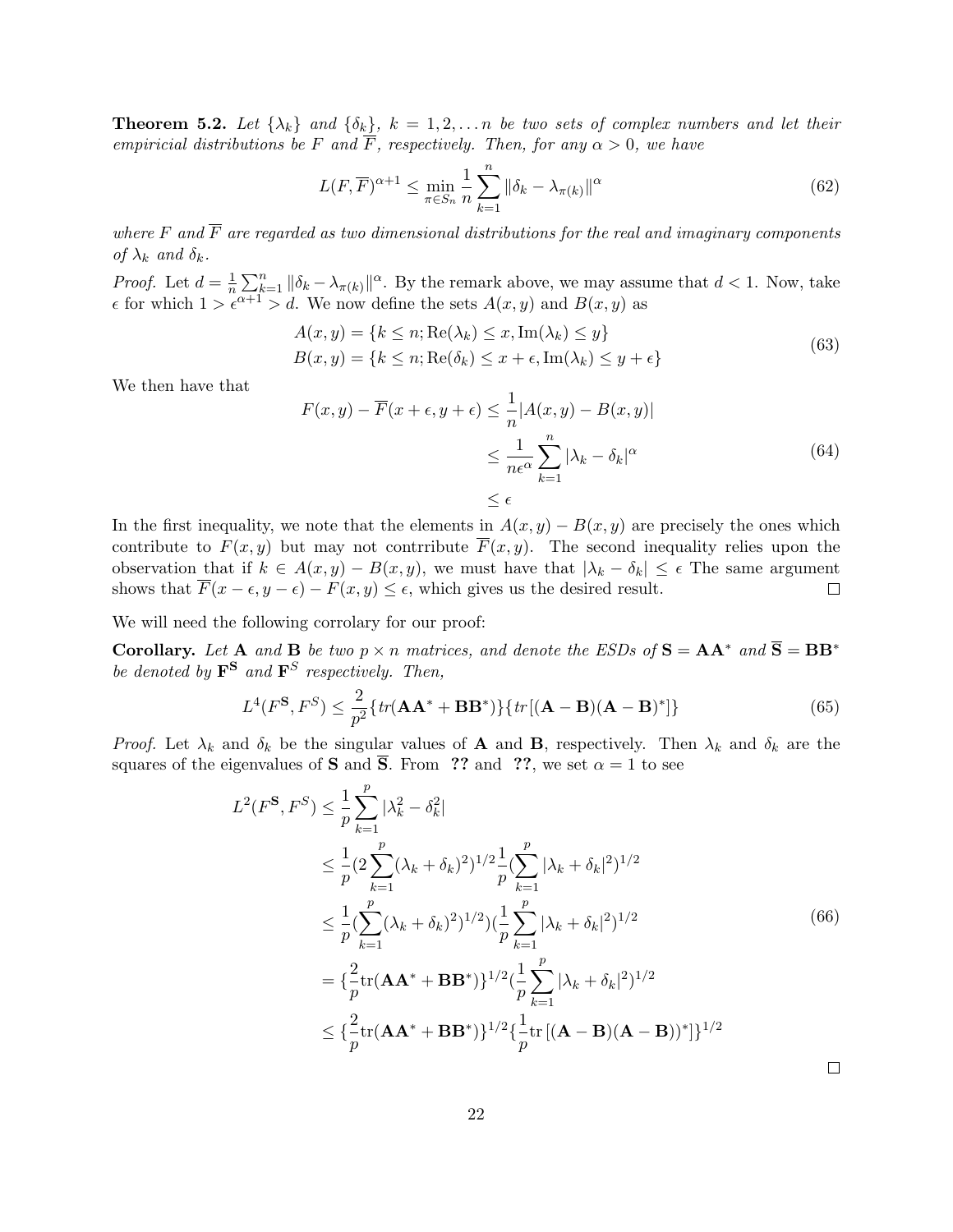**Theorem 5.2.** *Let $\{\lambda_k\}$ and $\{\delta_k\}$, $k = 1, 2, \ldots n$ be two sets of complex numbers and let their empiricial distributions be $F$ and $\overline{F}$, respectively. Then, for any $\alpha > 0$, we have*

$$L(F, \overline{F})^{\alpha+1} \leq \min_{\pi \in S_n} \frac{1}{n} \sum_{k=1}^{n} \|\delta_k - \lambda_{\pi(k)}\|^{\alpha} \tag{62}$$

*where $F$ and $\overline{F}$ are regarded as two dimensional distributions for the real and imaginary components of $\lambda_k$ and $\delta_k$.*

*Proof.* Let $d = \frac{1}{n}\sum_{k=1}^{n} \|\delta_k - \lambda_{\pi(k)}\|^{\alpha}$. By the remark above, we may assume that $d < 1$. Now, take $\epsilon$ for which $1 > \epsilon^{\alpha+1} > d$. We now define the sets $A(x, y)$ and $B(x, y)$ as

$$\begin{aligned} A(x, y) &= \{k \leq n; \mathrm{Re}(\lambda_k) \leq x, \mathrm{Im}(\lambda_k) \leq y\} \\ B(x, y) &= \{k \leq n; \mathrm{Re}(\delta_k) \leq x + \epsilon, \mathrm{Im}(\lambda_k) \leq y + \epsilon\} \end{aligned} \tag{63}$$

We then have that

$$\begin{aligned} F(x, y) - \overline{F}(x + \epsilon, y + \epsilon) &\leq \frac{1}{n}|A(x, y) - B(x, y)| \\ &\leq \frac{1}{n\epsilon^{\alpha}} \sum_{k=1}^{n} |\lambda_k - \delta_k|^{\alpha} \\ &\leq \epsilon \end{aligned} \tag{64}$$

In the first inequality, we note that the elements in $A(x, y) - B(x, y)$ are precisely the ones which contribute to $F(x, y)$ but may not contrribute $\overline{F}(x, y)$. The second inequality relies upon the observation that if $k \in A(x, y) - B(x, y)$, we must have that $|\lambda_k - \delta_k| \leq \epsilon$ The same argument shows that $\overline{F}(x - \epsilon, y - \epsilon) - F(x, y) \leq \epsilon$, which gives us the desired result. $\square$

We will need the following corrolary for our proof:

**Corollary.** *Let $\mathbf{A}$ and $\mathbf{B}$ be two $p \times n$ matrices, and denote the ESDs of $\mathbf{S} = \mathbf{A}\mathbf{A}^*$ and $\overline{\mathbf{S}} = \mathbf{B}\mathbf{B}^*$ be denoted by $\mathbf{F}^{\mathbf{S}}$ and $\mathbf{F}^{S}$ respectively. Then,*

$$L^4(F^{\mathbf{S}}, F^{S}) \leq \frac{2}{p^2}\{tr(\mathbf{A}\mathbf{A}^* + \mathbf{B}\mathbf{B}^*)\}\{tr[(\mathbf{A} - \mathbf{B})(\mathbf{A} - \mathbf{B})^*]\} \tag{65}$$

*Proof.* Let $\lambda_k$ and $\delta_k$ be the singular values of $\mathbf{A}$ and $\mathbf{B}$, respectively. Then $\lambda_k$ and $\delta_k$ are the squares of the eigenvalues of $\mathbf{S}$ and $\overline{\mathbf{S}}$. From **??** and **??**, we set $\alpha = 1$ to see

$$\begin{aligned} L^2(F^{\mathbf{S}}, F^{S}) &\leq \frac{1}{p}\sum_{k=1}^{p} |\lambda_k^2 - \delta_k^2| \\ &\leq \frac{1}{p}(2\sum_{k=1}^{p}(\lambda_k + \delta_k)^2)^{1/2} \frac{1}{p}(\sum_{k=1}^{p} |\lambda_k + \delta_k|^2)^{1/2} \\ &\leq \frac{1}{p}(\sum_{k=1}^{p}(\lambda_k + \delta_k)^2)^{1/2})(\frac{1}{p}\sum_{k=1}^{p} |\lambda_k + \delta_k|^2)^{1/2} \\ &= \{\frac{2}{p}\mathrm{tr}(\mathbf{A}\mathbf{A}^* + \mathbf{B}\mathbf{B}^*)\}^{1/2}(\frac{1}{p}\sum_{k=1}^{p} |\lambda_k + \delta_k|^2)^{1/2} \\ &\leq \{\frac{2}{p}\mathrm{tr}(\mathbf{A}\mathbf{A}^* + \mathbf{B}\mathbf{B}^*)\}^{1/2}\{\frac{1}{p}\mathrm{tr}\,[(\mathbf{A} - \mathbf{B})(\mathbf{A} - \mathbf{B}))^*]\}^{1/2} \end{aligned} \tag{66}$$

$\square$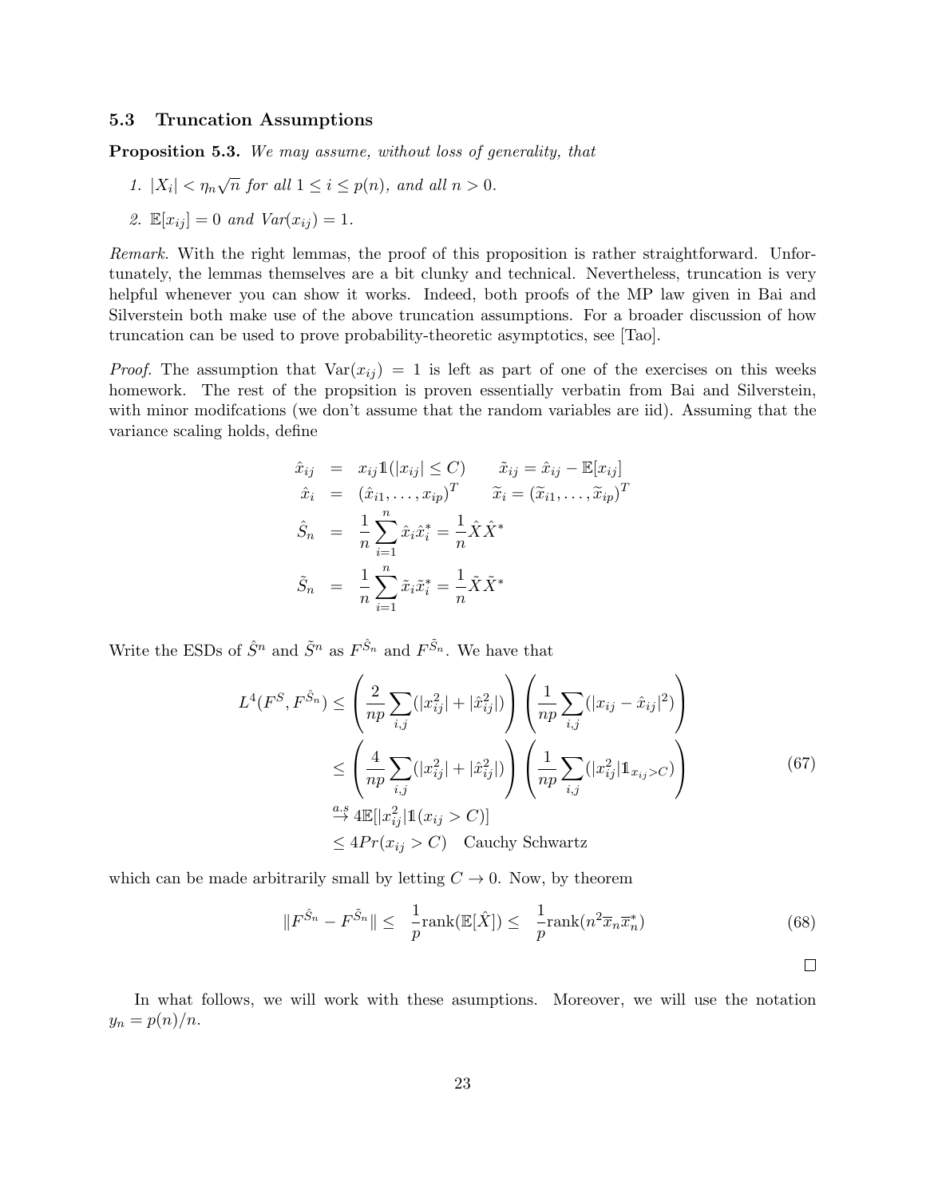### 5.3 Truncation Assumptions

**Proposition 5.3.** *We may assume, without loss of generality, that*

1. $|X_i| < \eta_n \sqrt{n}$ *for all* $1 \leq i \leq p(n)$*, and all* $n > 0$*.*
2. $\mathbb{E}[x_{ij}] = 0$ *and* $Var(x_{ij}) = 1$*.*

*Remark.* With the right lemmas, the proof of this proposition is rather straightforward. Unfortunately, the lemmas themselves are a bit clunky and technical. Nevertheless, truncation is very helpful whenever you can show it works. Indeed, both proofs of the MP law given in Bai and Silverstein both make use of the above truncation assumptions. For a broader discussion of how truncation can be used to prove probability-theoretic asymptotics, see [Tao].

*Proof.* The assumption that $\text{Var}(x_{ij}) = 1$ is left as part of one of the exercises on this weeks homework. The rest of the propsition is proven essentially verbatin from Bai and Silverstein, with minor modifcations (we don't assume that the random variables are iid). Assuming that the variance scaling holds, define

$$
\begin{aligned}
\hat{x}_{ij} &= x_{ij} \mathbb{1}(|x_{ij}| \leq C) \qquad \tilde{x}_{ij} = \hat{x}_{ij} - \mathbb{E}[x_{ij}] \\
\hat{x}_i &= (\hat{x}_{i1}, \ldots, x_{ip})^T \qquad \widetilde{x}_i = (\widetilde{x}_{i1}, \ldots, \widetilde{x}_{ip})^T \\
\hat{S}_n &= \frac{1}{n} \sum_{i=1}^{n} \hat{x}_i \hat{x}_i^* = \frac{1}{n} \hat{X} \hat{X}^* \\
\tilde{S}_n &= \frac{1}{n} \sum_{i=1}^{n} \tilde{x}_i \tilde{x}_i^* = \frac{1}{n} \tilde{X} \tilde{X}^*
\end{aligned}
$$

Write the ESDs of $\hat{S}^n$ and $\tilde{S}^n$ as $F^{\hat{S}_n}$ and $F^{\tilde{S}_n}$. We have that

$$
\begin{aligned}
L^4(F^S, F^{\hat{S}_n}) &\leq \left( \frac{2}{np} \sum_{i,j} (|x_{ij}^2| + |\hat{x}_{ij}^2|) \right) \left( \frac{1}{np} \sum_{i,j} (|x_{ij} - \hat{x}_{ij}|^2) \right) \\
&\leq \left( \frac{4}{np} \sum_{i,j} (|x_{ij}^2| + |\hat{x}_{ij}^2|) \right) \left( \frac{1}{np} \sum_{i,j} (|x_{ij}^2| \mathbb{1}_{x_{ij} > C}) \right) \\
&\overset{a.s}{\to} 4\mathbb{E}[|x_{ij}^2| \mathbb{1}(x_{ij} > C)] \\
&\leq 4Pr(x_{ij} > C) \quad \text{Cauchy Schwartz}
\end{aligned}
\tag{67}
$$

which can be made arbitrarily small by letting $C \to 0$. Now, by theorem

$$
\|F^{\hat{S}_n} - F^{\tilde{S}_n}\| \leq \frac{1}{p} \text{rank}(\mathbb{E}[\hat{X}]) \leq \frac{1}{p} \text{rank}(n^2 \overline{x}_n \overline{x}_n^*) \tag{68}
$$

□

In what follows, we will work with these asumptions. Moreover, we will use the notation $y_n = p(n)/n$.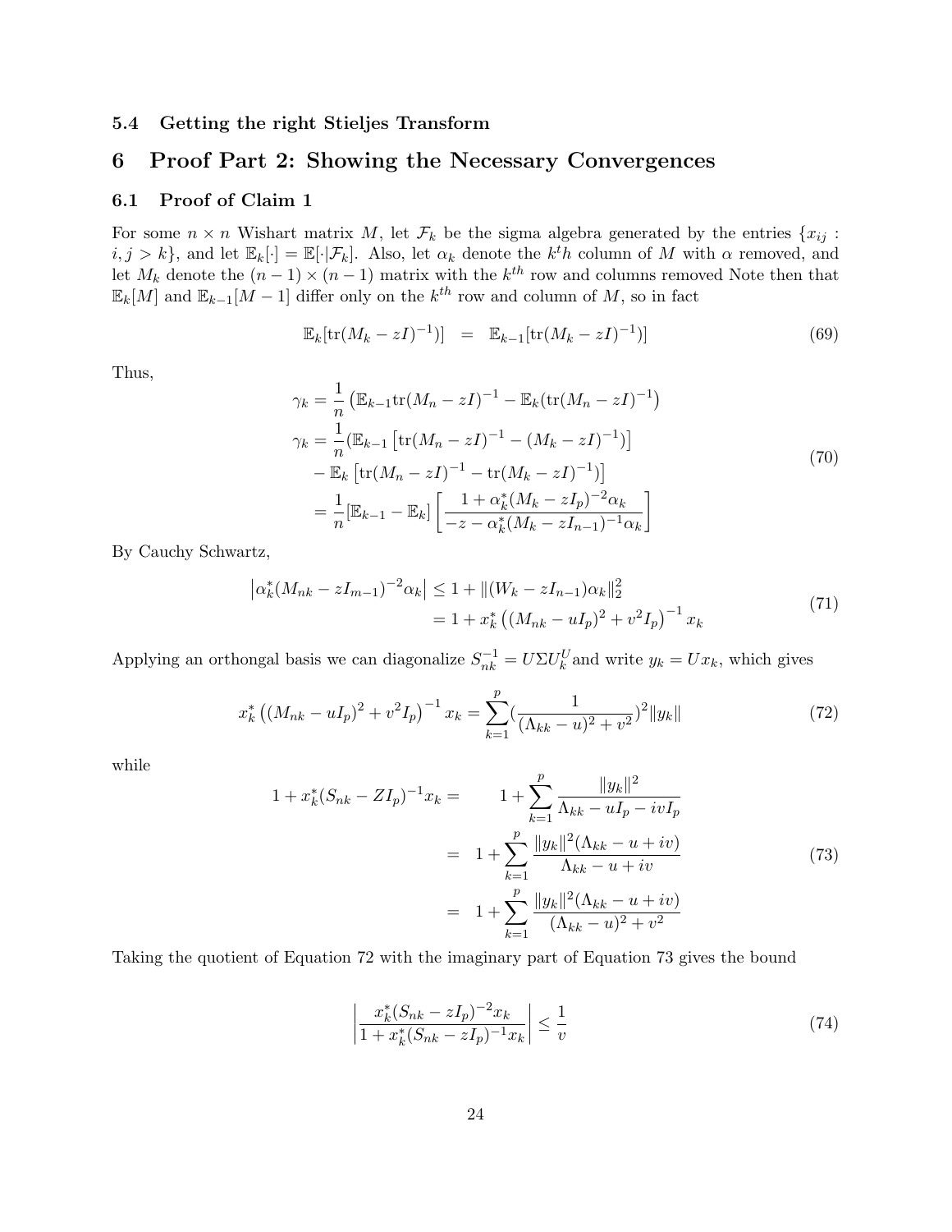### 5.4 Getting the right Stieljes Transform

## 6 Proof Part 2: Showing the Necessary Convergences

### 6.1 Proof of Claim 1

For some $n \times n$ Wishart matrix $M$, let $\mathcal{F}_k$ be the sigma algebra generated by the entries $\{x_{ij} : i, j > k\}$, and let $\mathbb{E}_k[\cdot] = \mathbb{E}[\cdot|\mathcal{F}_k]$. Also, let $\alpha_k$ denote the $k^t h$ column of $M$ with $\alpha$ removed, and let $M_k$ denote the $(n-1) \times (n-1)$ matrix with the $k^{th}$ row and columns removed Note then that $\mathbb{E}_k[M]$ and $\mathbb{E}_{k-1}[M-1]$ differ only on the $k^{th}$ row and column of $M$, so in fact

$$
\mathbb{E}_k[\mathrm{tr}(M_k - zI)^{-1})] \;\; = \;\; \mathbb{E}_{k-1}[\mathrm{tr}(M_k - zI)^{-1})] \tag{69}
$$

Thus,

$$
\begin{aligned}
\gamma_k &= \frac{1}{n}\left(\mathbb{E}_{k-1}\mathrm{tr}(M_n - zI)^{-1} - \mathbb{E}_k(\mathrm{tr}(M_n - zI)^{-1}\right) \\
\gamma_k &= \frac{1}{n}(\mathbb{E}_{k-1}\left[\mathrm{tr}(M_n - zI)^{-1} - (M_k - zI)^{-1})\right] \\
&\quad - \mathbb{E}_k\left[\mathrm{tr}(M_n - zI)^{-1} - \mathrm{tr}(M_k - zI)^{-1})\right] \\
&= \frac{1}{n}[\mathbb{E}_{k-1} - \mathbb{E}_k]\left[\frac{1 + \alpha_k^*(M_k - zI_p)^{-2}\alpha_k}{-z - \alpha_k^*(M_k - zI_{n-1})^{-1}\alpha_k}\right]
\end{aligned} \tag{70}
$$

By Cauchy Schwartz,

$$
\begin{aligned}
\left|\alpha_k^*(M_{nk} - zI_{m-1})^{-2}\alpha_k\right| &\leq 1 + \|(W_k - zI_{n-1})\alpha_k\|_2^2 \\
&= 1 + x_k^*\left((M_{nk} - uI_p)^2 + v^2 I_p\right)^{-1} x_k
\end{aligned} \tag{71}
$$

Applying an orthongal basis we can diagonalize $S_{nk}^{-1} = U\Sigma U_k^U$ and write $y_k = Ux_k$, which gives

$$
x_k^*\left((M_{nk} - uI_p)^2 + v^2 I_p\right)^{-1} x_k = \sum_{k=1}^{p}\left(\frac{1}{(\Lambda_{kk} - u)^2 + v^2}\right)^2 \|y_k\| \tag{72}
$$

while

$$
\begin{aligned}
1 + x_k^*(S_{nk} - ZI_p)^{-1}x_k = &\quad 1 + \sum_{k=1}^{p}\frac{\|y_k\|^2}{\Lambda_{kk} - uI_p - ivI_p} \\
&= \;\; 1 + \sum_{k=1}^{p}\frac{\|y_k\|^2(\Lambda_{kk} - u + iv)}{\Lambda_{kk} - u + iv} \\
&= \;\; 1 + \sum_{k=1}^{p}\frac{\|y_k\|^2(\Lambda_{kk} - u + iv)}{(\Lambda_{kk} - u)^2 + v^2}
\end{aligned} \tag{73}
$$

Taking the quotient of Equation 72 with the imaginary part of Equation 73 gives the bound

$$
\left|\frac{x_k^*(S_{nk} - zI_p)^{-2}x_k}{1 + x_k^*(S_{nk} - zI_p)^{-1}x_k}\right| \leq \frac{1}{v} \tag{74}
$$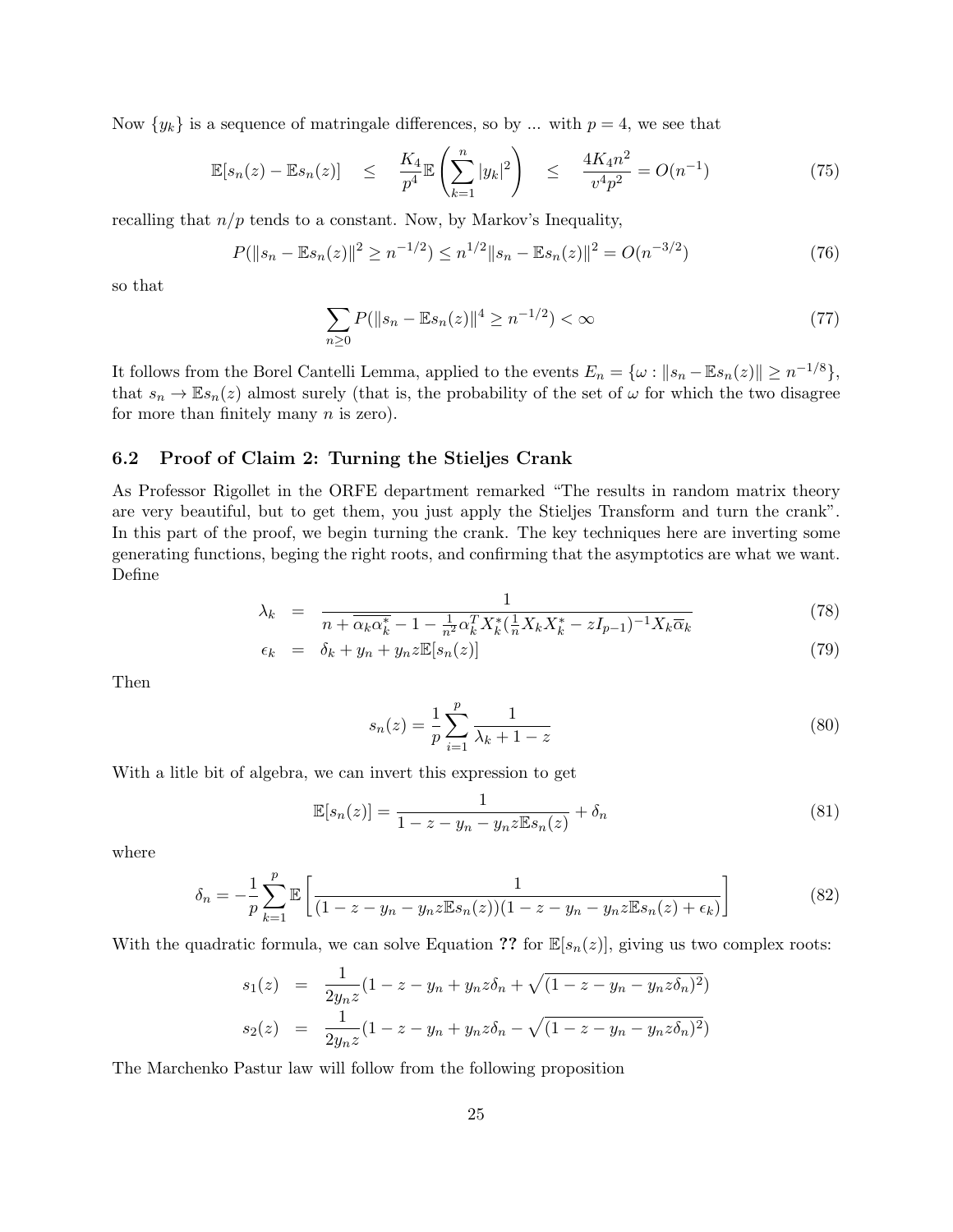Now $\{y_k\}$ is a sequence of matringale differences, so by ... with $p = 4$, we see that

$$\mathbb{E}[s_n(z) - \mathbb{E}s_n(z)] \quad \leq \quad \frac{K_4}{p^4}\mathbb{E}\left(\sum_{k=1}^{n}|y_k|^2\right) \quad \leq \quad \frac{4K_4 n^2}{v^4 p^2} = O(n^{-1}) \tag{75}$$

recalling that $n/p$ tends to a constant. Now, by Markov's Inequality,

$$P(\|s_n - \mathbb{E}s_n(z)\|^2 \geq n^{-1/2}) \leq n^{1/2}\|s_n - \mathbb{E}s_n(z)\|^2 = O(n^{-3/2}) \tag{76}$$

so that

$$\sum_{n \geq 0} P(\|s_n - \mathbb{E}s_n(z)\|^4 \geq n^{-1/2}) < \infty \tag{77}$$

It follows from the Borel Cantelli Lemma, applied to the events $E_n = \{\omega : \|s_n - \mathbb{E}s_n(z)\| \geq n^{-1/8}\}$, that $s_n \to \mathbb{E}s_n(z)$ almost surely (that is, the probability of the set of $\omega$ for which the two disagree for more than finitely many $n$ is zero).

### 6.2 Proof of Claim 2: Turning the Stieljes Crank

As Professor Rigollet in the ORFE department remarked "The results in random matrix theory are very beautiful, but to get them, you just apply the Stieljes Transform and turn the crank". In this part of the proof, we begin turning the crank. The key techniques here are inverting some generating functions, beging the right roots, and confirming that the asymptotics are what we want. Define

$$\lambda_k = \frac{1}{n + \overline{\alpha_k \alpha_k^*} - 1 - \frac{1}{n^2}\alpha_k^T X_k^* (\frac{1}{n}X_k X_k^* - zI_{p-1})^{-1} X_k \overline{\alpha}_k} \tag{78}$$

$$\epsilon_k = \delta_k + y_n + y_n z \mathbb{E}[s_n(z)] \tag{79}$$

Then

$$s_n(z) = \frac{1}{p}\sum_{i=1}^{p} \frac{1}{\lambda_k + 1 - z} \tag{80}$$

With a litle bit of algebra, we can invert this expression to get

$$\mathbb{E}[s_n(z)] = \frac{1}{1 - z - y_n - y_n z \mathbb{E}s_n(z)} + \delta_n \tag{81}$$

where

$$\delta_n = -\frac{1}{p}\sum_{k=1}^{p} \mathbb{E}\left[\frac{1}{(1 - z - y_n - y_n z \mathbb{E}s_n(z))(1 - z - y_n - y_n z \mathbb{E}s_n(z) + \epsilon_k)}\right] \tag{82}$$

With the quadratic formula, we can solve Equation **??** for $\mathbb{E}[s_n(z)]$, giving us two complex roots:

$$s_1(z) = \frac{1}{2y_n z}(1 - z - y_n + y_n z \delta_n + \sqrt{(1 - z - y_n - y_n z \delta_n)^2})$$

$$s_2(z) = \frac{1}{2y_n z}(1 - z - y_n + y_n z \delta_n - \sqrt{(1 - z - y_n - y_n z \delta_n)^2})$$

The Marchenko Pastur law will follow from the following proposition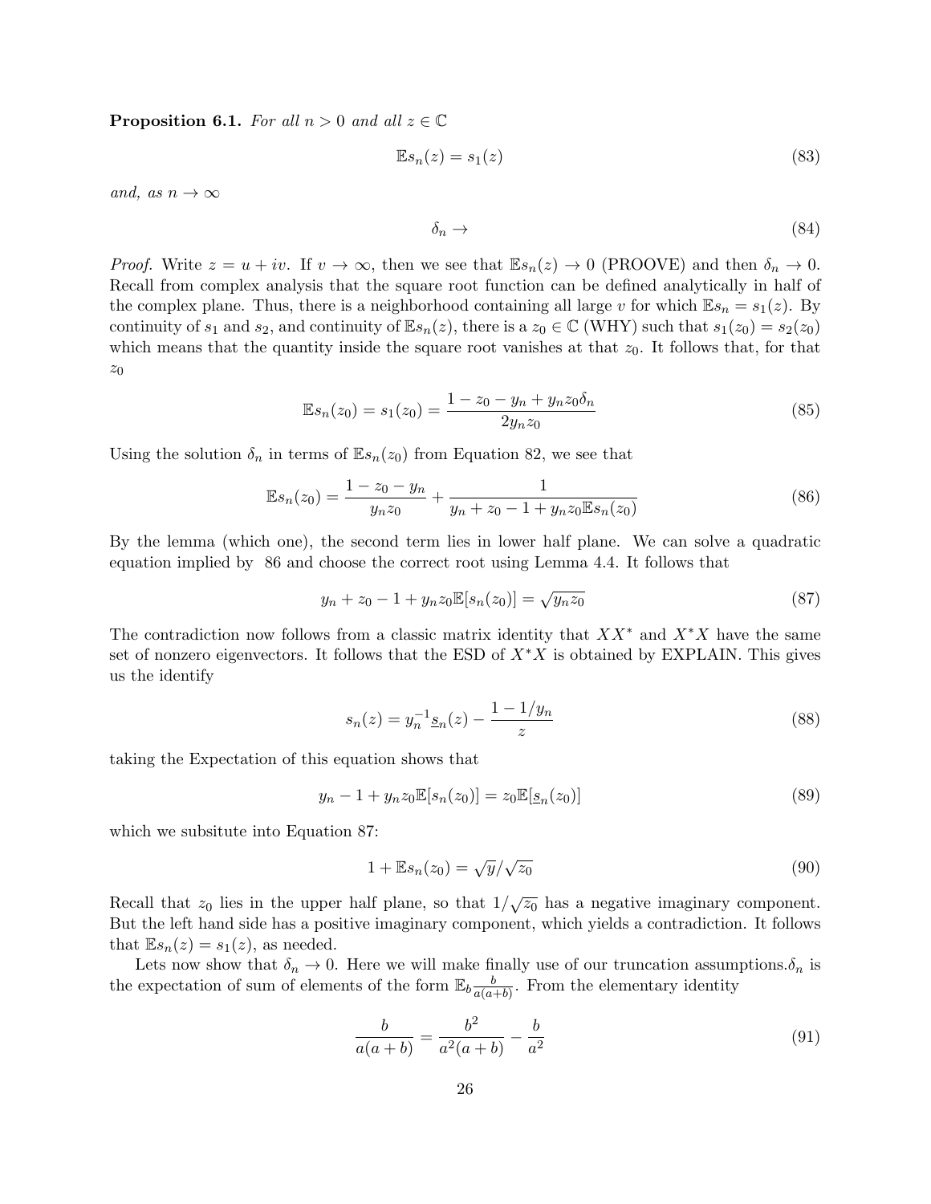**Proposition 6.1.** *For all $n > 0$ and all $z \in \mathbb{C}$*

$$\mathbb{E}s_n(z) = s_1(z) \tag{83}$$

*and, as $n \to \infty$*

$$\delta_n \to \tag{84}$$

*Proof.* Write $z = u + iv$. If $v \to \infty$, then we see that $\mathbb{E}s_n(z) \to 0$ (PROOVE) and then $\delta_n \to 0$. Recall from complex analysis that the square root function can be defined analytically in half of the complex plane. Thus, there is a neighborhood containing all large $v$ for which $\mathbb{E}s_n = s_1(z)$. By continuity of $s_1$ and $s_2$, and continuity of $\mathbb{E}s_n(z)$, there is a $z_0 \in \mathbb{C}$ (WHY) such that $s_1(z_0) = s_2(z_0)$ which means that the quantity inside the square root vanishes at that $z_0$. It follows that, for that $z_0$

$$\mathbb{E}s_n(z_0) = s_1(z_0) = \frac{1 - z_0 - y_n + y_n z_0 \delta_n}{2 y_n z_0} \tag{85}$$

Using the solution $\delta_n$ in terms of $\mathbb{E}s_n(z_0)$ from Equation 82, we see that

$$\mathbb{E}s_n(z_0) = \frac{1 - z_0 - y_n}{y_n z_0} + \frac{1}{y_n + z_0 - 1 + y_n z_0 \mathbb{E}s_n(z_0)} \tag{86}$$

By the lemma (which one), the second term lies in lower half plane. We can solve a quadratic equation implied by 86 and choose the correct root using Lemma 4.4. It follows that

$$y_n + z_0 - 1 + y_n z_0 \mathbb{E}[s_n(z_0)] = \sqrt{y_n z_0} \tag{87}$$

The contradiction now follows from a classic matrix identity that $XX^*$ and $X^*X$ have the same set of nonzero eigenvectors. It follows that the ESD of $X^*X$ is obtained by EXPLAIN. This gives us the identify

$$s_n(z) = y_n^{-1} \underline{s}_n(z) - \frac{1 - 1/y_n}{z} \tag{88}$$

taking the Expectation of this equation shows that

$$y_n - 1 + y_n z_0 \mathbb{E}[s_n(z_0)] = z_0 \mathbb{E}[\underline{s}_n(z_0)] \tag{89}$$

which we subsitute into Equation 87:

$$1 + \mathbb{E}s_n(z_0) = \sqrt{y}/\sqrt{z_0} \tag{90}$$

Recall that $z_0$ lies in the upper half plane, so that $1/\sqrt{z_0}$ has a negative imaginary component. But the left hand side has a positive imaginary component, which yields a contradiction. It follows that $\mathbb{E}s_n(z) = s_1(z)$, as needed.

Lets now show that $\delta_n \to 0$. Here we will make finally use of our truncation assumptions.$\delta_n$ is the expectation of sum of elements of the form $\mathbb{E}_b \frac{b}{a(a+b)}$. From the elementary identity

$$\frac{b}{a(a+b)} = \frac{b^2}{a^2(a+b)} - \frac{b}{a^2} \tag{91}$$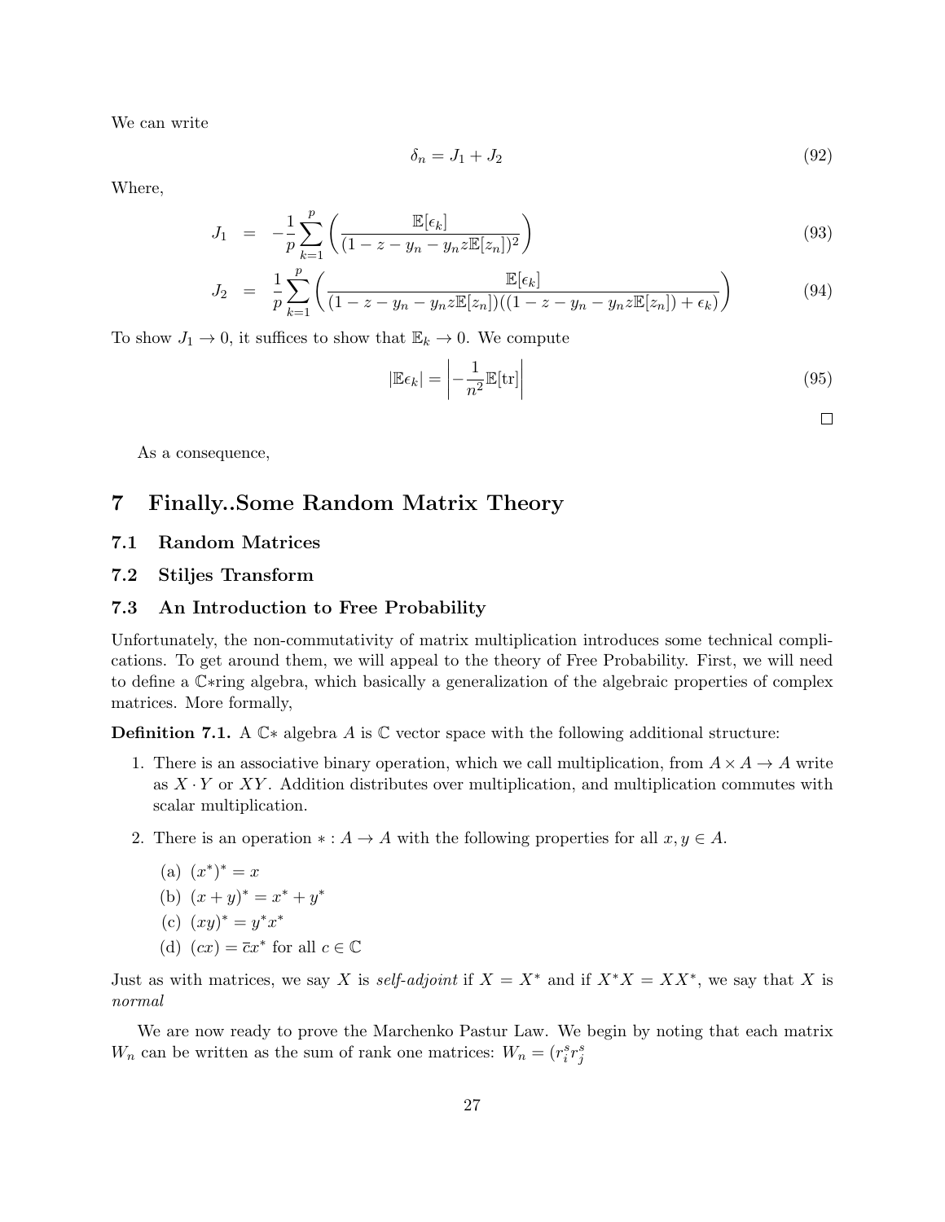We can write

$$\delta_n = J_1 + J_2 \tag{92}$$

Where,

$$J_1 = -\frac{1}{p}\sum_{k=1}^{p}\left(\frac{\mathbb{E}[\epsilon_k]}{(1 - z - y_n - y_n z\mathbb{E}[z_n])^2}\right) \tag{93}$$

$$J_2 = \frac{1}{p}\sum_{k=1}^{p}\left(\frac{\mathbb{E}[\epsilon_k]}{(1 - z - y_n - y_n z\mathbb{E}[z_n])((1 - z - y_n - y_n z\mathbb{E}[z_n]) + \epsilon_k)}\right) \tag{94}$$

To show $J_1 \to 0$, it suffices to show that $\mathbb{E}_k \to 0$. We compute

$$|\mathbb{E}\epsilon_k| = \left|-\frac{1}{n^2}\mathbb{E}[\text{tr}]\right| \tag{95}$$

□

As a consequence,

# 7 Finally..Some Random Matrix Theory

## 7.1 Random Matrices

## 7.2 Stiljes Transform

## 7.3 An Introduction to Free Probability

Unfortunately, the non-commutativity of matrix multiplication introduces some technical complications. To get around them, we will appeal to the theory of Free Probability. First, we will need to define a $\mathbb{C}*$ring algebra, which basically a generalization of the algebraic properties of complex matrices. More formally,

**Definition 7.1.** A $\mathbb{C}*$ algebra $A$ is $\mathbb{C}$ vector space with the following additional structure:

1. There is an associative binary operation, which we call multiplication, from $A \times A \to A$ write as $X \cdot Y$ or $XY$. Addition distributes over multiplication, and multiplication commutes with scalar multiplication.
2. There is an operation $* : A \to A$ with the following properties for all $x, y \in A$.
   (a) $(x^*)^* = x$
   (b) $(x + y)^* = x^* + y^*$
   (c) $(xy)^* = y^* x^*$
   (d) $(cx) = \bar{c}x^*$ for all $c \in \mathbb{C}$

Just as with matrices, we say $X$ is *self-adjoint* if $X = X^*$ and if $X^*X = XX^*$, we say that $X$ is *normal*

We are now ready to prove the Marchenko Pastur Law. We begin by noting that each matrix $W_n$ can be written as the sum of rank one matrices: $W_n = (r_i^s r_j^s$